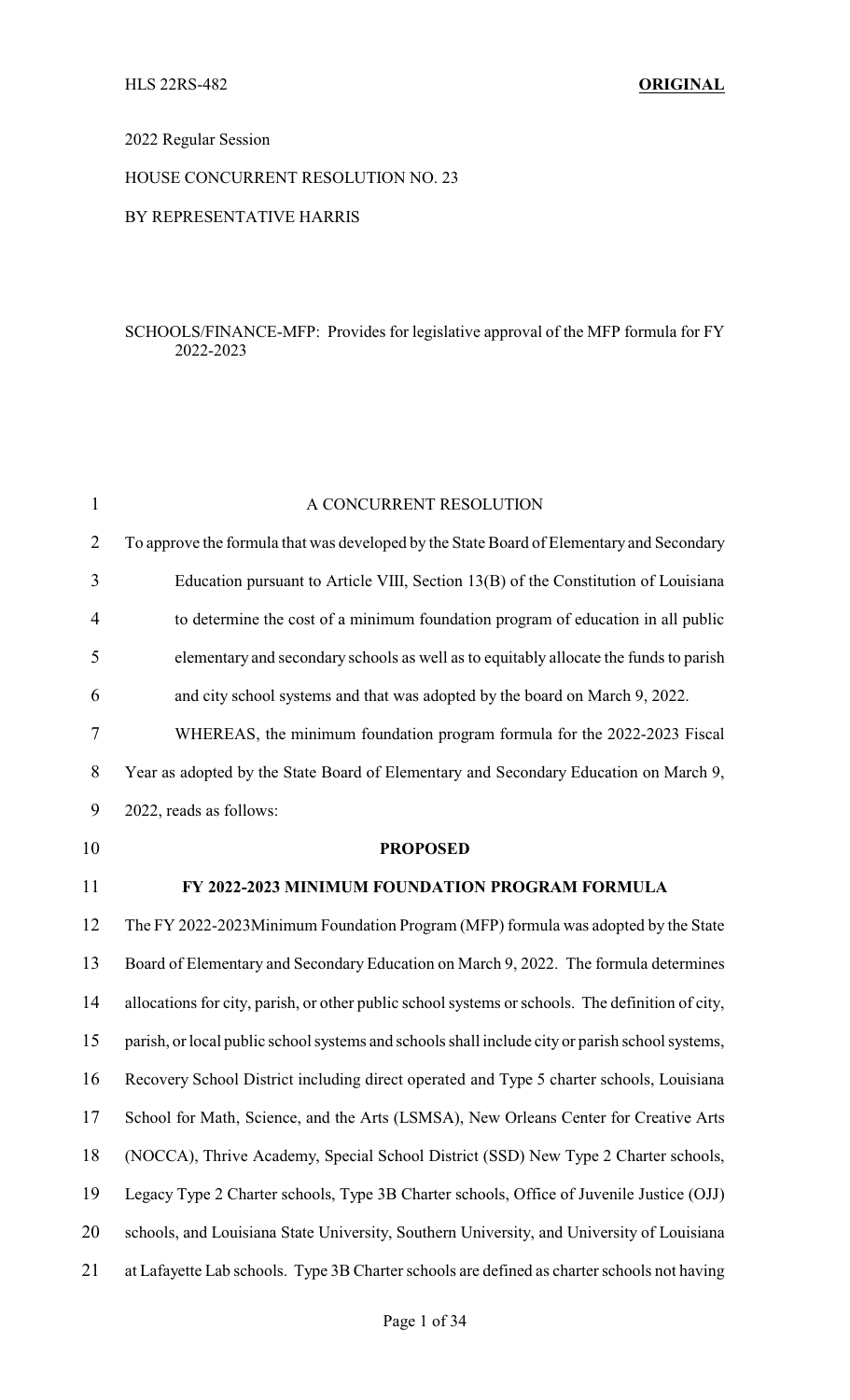HLS 22RS-482 **ORIGINAL**

2022 Regular Session

HOUSE CONCURRENT RESOLUTION NO. 23

BY REPRESENTATIVE HARRIS

SCHOOLS/FINANCE-MFP: Provides for legislative approval of the MFP formula for FY 2022-2023

A CONCURRENT RESOLUTION

To approve the formula that was developed by the State Board of Elementary and Secondary Education pursuant to Article VIII, Section 13(B) of the Constitution of Louisiana to determine the cost of a minimum foundation program of education in all public elementary and secondary schools as well as to equitably allocate the funds to parish and city school systems and that was adopted by the board on March 9, 2022.

WHEREAS, the minimum foundation program formula for the 2022-2023 Fiscal Year as adopted by the State Board of Elementary and Secondary Education on March 9, 2022, reads as follows:

**PROPOSED**

**FY 2022-2023 MINIMUM FOUNDATION PROGRAM FORMULA**

The FY 2022-2023Minimum Foundation Program (MFP) formula was adopted by the State Board of Elementary and Secondary Education on March 9, 2022. The formula determines allocations for city, parish, or other public school systems or schools. The definition of city, parish, or local public school systems and schools shall include city or parish school systems, Recovery School District including direct operated and Type 5 charter schools, Louisiana School for Math, Science, and the Arts (LSMSA), New Orleans Center for Creative Arts (NOCCA), Thrive Academy, Special School District (SSD) New Type 2 Charter schools, Legacy Type 2 Charter schools, Type 3B Charter schools, Office of Juvenile Justice (OJJ) schools, and Louisiana State University, Southern University, and University of Louisiana at Lafayette Lab schools. Type 3B Charter schools are defined as charter schools not having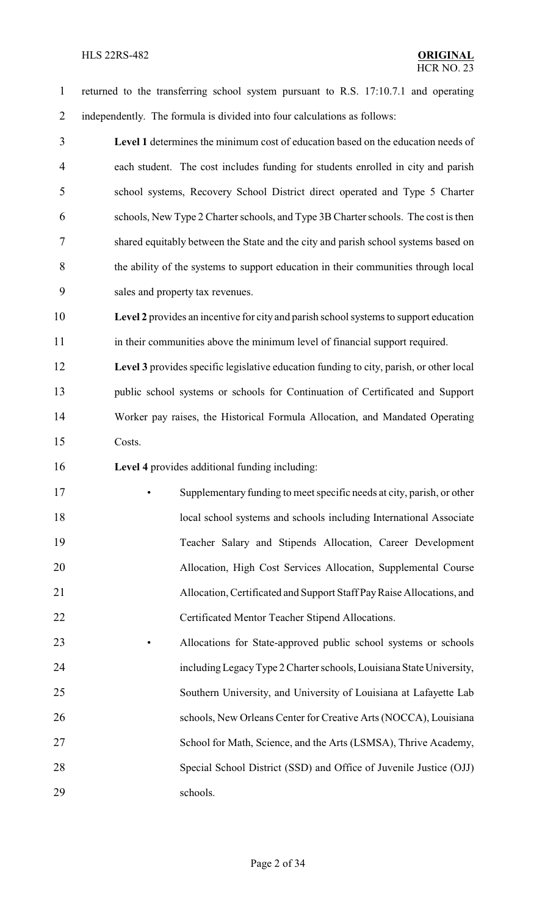returned to the transferring school system pursuant to R.S. 17:10.7.1 and operating independently. The formula is divided into four calculations as follows:

**Level 1** determines the minimum cost of education based on the education needs of each student. The cost includes funding for students enrolled in city and parish school systems, Recovery School District direct operated and Type 5 Charter schools, New Type 2 Charter schools, and Type 3B Charter schools. The cost is then shared equitably between the State and the city and parish school systems based on the ability of the systems to support education in their communities through local sales and property tax revenues.

**Level 2** provides an incentive for city and parish school systems to support education in their communities above the minimum level of financial support required.

**Level 3** provides specific legislative education funding to city, parish, or other local public school systems or schools for Continuation of Certificated and Support Worker pay raises, the Historical Formula Allocation, and Mandated Operating Costs.

**Level 4** provides additional funding including:

- Supplementary funding to meet specific needs at city, parish, or other local school systems and schools including International Associate Teacher Salary and Stipends Allocation, Career Development Allocation, High Cost Services Allocation, Supplemental Course Allocation, Certificated and Support Staff Pay Raise Allocations, and Certificated Mentor Teacher Stipend Allocations.
- Allocations for State-approved public school systems or schools including Legacy Type 2 Charter schools, Louisiana State University, Southern University, and University of Louisiana at Lafayette Lab schools, New Orleans Center for Creative Arts (NOCCA), Louisiana School for Math, Science, and the Arts (LSMSA), Thrive Academy, Special School District (SSD) and Office of Juvenile Justice (OJJ) schools.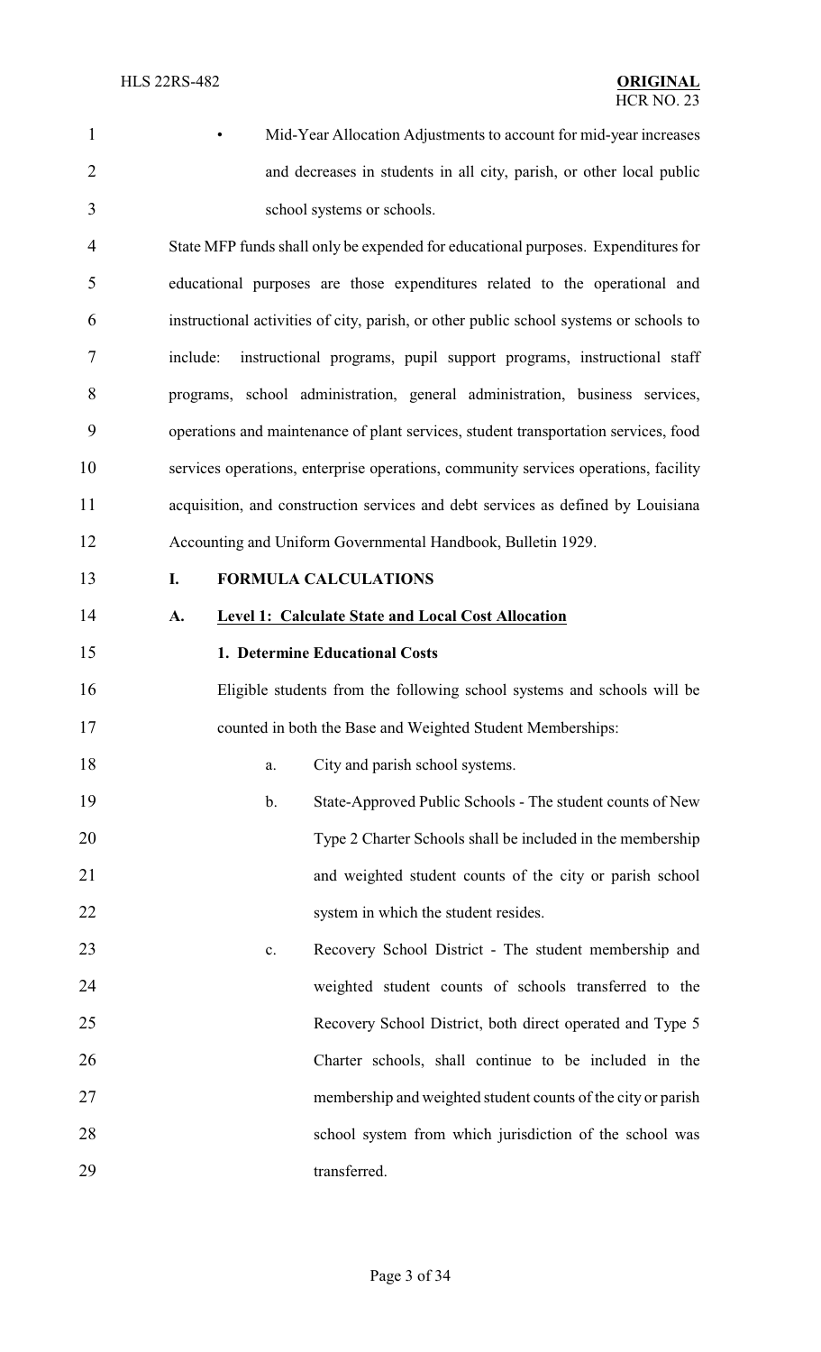- Mid-Year Allocation Adjustments to account for mid-year increases and decreases in students in all city, parish, or other local public school systems or schools.

State MFP funds shall only be expended for educational purposes. Expenditures for educational purposes are those expenditures related to the operational and instructional activities of city, parish, or other public school systems or schools to include: instructional programs, pupil support programs, instructional staff programs, school administration, general administration, business services, operations and maintenance of plant services, student transportation services, food services operations, enterprise operations, community services operations, facility acquisition, and construction services and debt services as defined by Louisiana Accounting and Uniform Governmental Handbook, Bulletin 1929.

## I. FORMULA CALCULATIONS

### A. Level 1: Calculate State and Local Cost Allocation

**1. Determine Educational Costs**

Eligible students from the following school systems and schools will be counted in both the Base and Weighted Student Memberships:

a. City and parish school systems.

b. State-Approved Public Schools - The student counts of New Type 2 Charter Schools shall be included in the membership and weighted student counts of the city or parish school system in which the student resides.

c. Recovery School District - The student membership and weighted student counts of schools transferred to the Recovery School District, both direct operated and Type 5 Charter schools, shall continue to be included in the membership and weighted student counts of the city or parish school system from which jurisdiction of the school was transferred.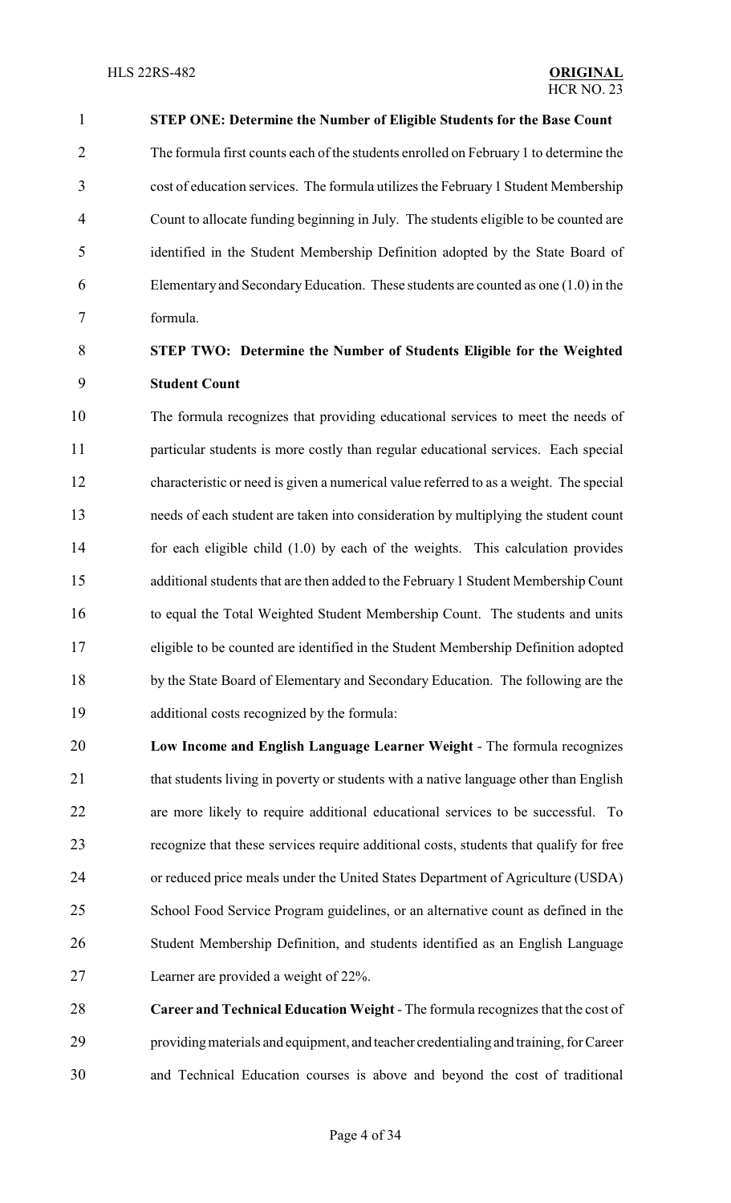**STEP ONE: Determine the Number of Eligible Students for the Base Count**

The formula first counts each of the students enrolled on February 1 to determine the cost of education services. The formula utilizes the February 1 Student Membership Count to allocate funding beginning in July. The students eligible to be counted are identified in the Student Membership Definition adopted by the State Board of Elementary and Secondary Education. These students are counted as one (1.0) in the formula.

**STEP TWO: Determine the Number of Students Eligible for the Weighted Student Count**

The formula recognizes that providing educational services to meet the needs of particular students is more costly than regular educational services. Each special characteristic or need is given a numerical value referred to as a weight. The special needs of each student are taken into consideration by multiplying the student count for each eligible child (1.0) by each of the weights. This calculation provides additional students that are then added to the February 1 Student Membership Count to equal the Total Weighted Student Membership Count. The students and units eligible to be counted are identified in the Student Membership Definition adopted by the State Board of Elementary and Secondary Education. The following are the additional costs recognized by the formula:

**Low Income and English Language Learner Weight** - The formula recognizes that students living in poverty or students with a native language other than English are more likely to require additional educational services to be successful. To recognize that these services require additional costs, students that qualify for free or reduced price meals under the United States Department of Agriculture (USDA) School Food Service Program guidelines, or an alternative count as defined in the Student Membership Definition, and students identified as an English Language Learner are provided a weight of 22%.

**Career and Technical Education Weight** - The formula recognizes that the cost of providing materials and equipment, and teacher credentialing and training, for Career and Technical Education courses is above and beyond the cost of traditional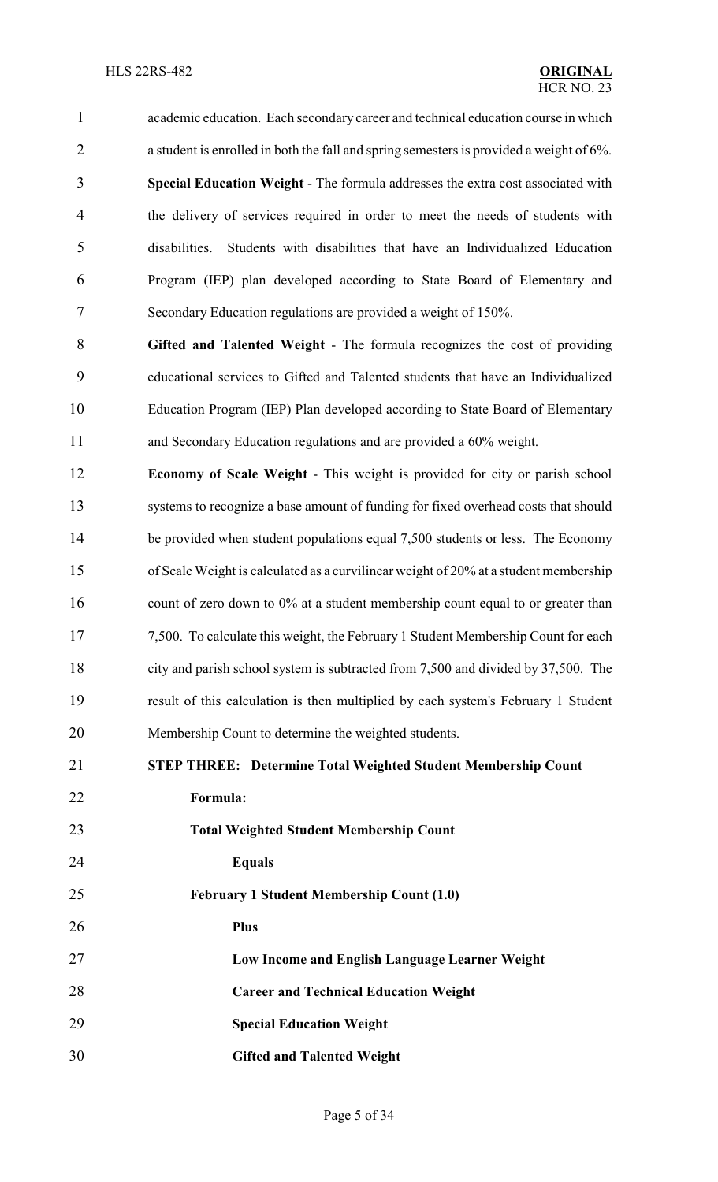academic education. Each secondary career and technical education course in which a student is enrolled in both the fall and spring semesters is provided a weight of 6%.

**Special Education Weight** - The formula addresses the extra cost associated with the delivery of services required in order to meet the needs of students with disabilities. Students with disabilities that have an Individualized Education Program (IEP) plan developed according to State Board of Elementary and Secondary Education regulations are provided a weight of 150%.

**Gifted and Talented Weight** - The formula recognizes the cost of providing educational services to Gifted and Talented students that have an Individualized Education Program (IEP) Plan developed according to State Board of Elementary and Secondary Education regulations and are provided a 60% weight.

**Economy of Scale Weight** - This weight is provided for city or parish school systems to recognize a base amount of funding for fixed overhead costs that should be provided when student populations equal 7,500 students or less. The Economy of Scale Weight is calculated as a curvilinear weight of 20% at a student membership count of zero down to 0% at a student membership count equal to or greater than 7,500. To calculate this weight, the February 1 Student Membership Count for each city and parish school system is subtracted from 7,500 and divided by 37,500. The result of this calculation is then multiplied by each system's February 1 Student Membership Count to determine the weighted students.

**STEP THREE: Determine Total Weighted Student Membership Count**

**Formula:**

**Total Weighted Student Membership Count**

**Equals**

**February 1 Student Membership Count (1.0)**

**Plus**

**Low Income and English Language Learner Weight**

**Career and Technical Education Weight**

**Special Education Weight**

**Gifted and Talented Weight**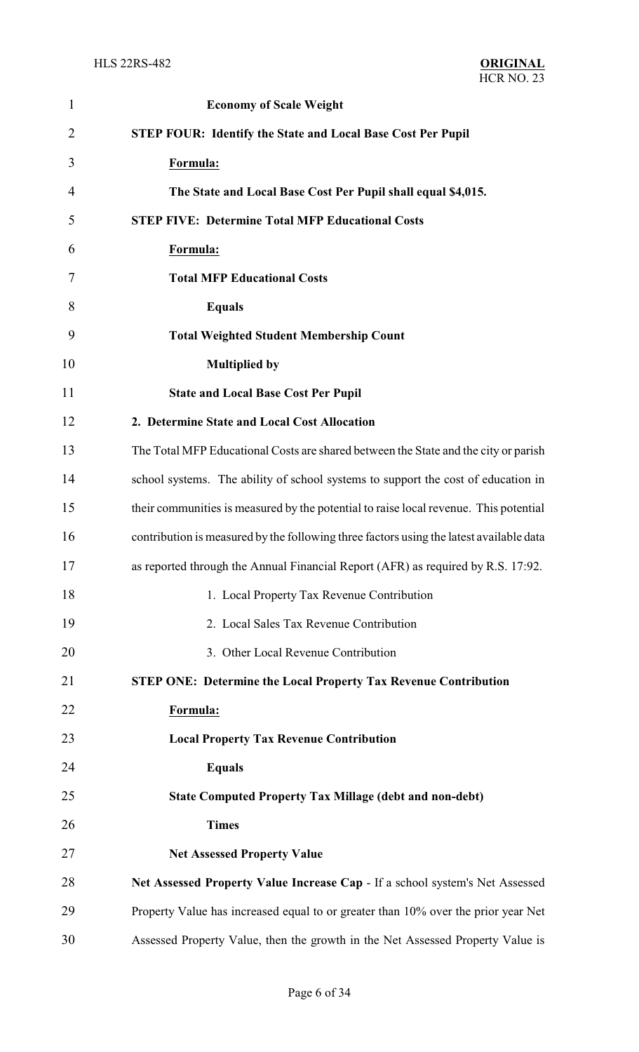**Economy of Scale Weight**

**STEP FOUR: Identify the State and Local Base Cost Per Pupil**

**Formula:**

**The State and Local Base Cost Per Pupil shall equal $4,015.**

**STEP FIVE: Determine Total MFP Educational Costs**

**Formula:**

**Total MFP Educational Costs**

**Equals**

**Total Weighted Student Membership Count**

**Multiplied by**

**State and Local Base Cost Per Pupil**

**2. Determine State and Local Cost Allocation**

The Total MFP Educational Costs are shared between the State and the city or parish school systems. The ability of school systems to support the cost of education in their communities is measured by the potential to raise local revenue. This potential contribution is measured by the following three factors using the latest available data as reported through the Annual Financial Report (AFR) as required by R.S. 17:92.

1. Local Property Tax Revenue Contribution
2. Local Sales Tax Revenue Contribution
3. Other Local Revenue Contribution

**STEP ONE: Determine the Local Property Tax Revenue Contribution**

**Formula:**

**Local Property Tax Revenue Contribution**

**Equals**

**State Computed Property Tax Millage (debt and non-debt)**

**Times**

**Net Assessed Property Value**

**Net Assessed Property Value Increase Cap** - If a school system's Net Assessed Property Value has increased equal to or greater than 10% over the prior year Net Assessed Property Value, then the growth in the Net Assessed Property Value is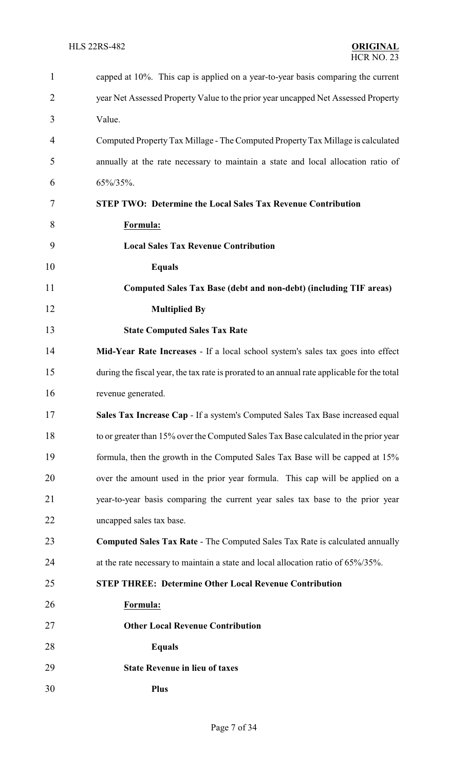capped at 10%. This cap is applied on a year-to-year basis comparing the current year Net Assessed Property Value to the prior year uncapped Net Assessed Property Value.

Computed Property Tax Millage - The Computed Property Tax Millage is calculated annually at the rate necessary to maintain a state and local allocation ratio of 65%/35%.

**STEP TWO: Determine the Local Sales Tax Revenue Contribution**

**Formula:**

**Local Sales Tax Revenue Contribution**

**Equals**

**Computed Sales Tax Base (debt and non-debt) (including TIF areas)**

**Multiplied By**

**State Computed Sales Tax Rate**

**Mid-Year Rate Increases** - If a local school system's sales tax goes into effect during the fiscal year, the tax rate is prorated to an annual rate applicable for the total revenue generated.

**Sales Tax Increase Cap** - If a system's Computed Sales Tax Base increased equal to or greater than 15% over the Computed Sales Tax Base calculated in the prior year formula, then the growth in the Computed Sales Tax Base will be capped at 15% over the amount used in the prior year formula. This cap will be applied on a year-to-year basis comparing the current year sales tax base to the prior year uncapped sales tax base.

**Computed Sales Tax Rate** - The Computed Sales Tax Rate is calculated annually at the rate necessary to maintain a state and local allocation ratio of 65%/35%.

**STEP THREE: Determine Other Local Revenue Contribution**

**Formula:**

**Other Local Revenue Contribution**

**Equals**

**State Revenue in lieu of taxes**

**Plus**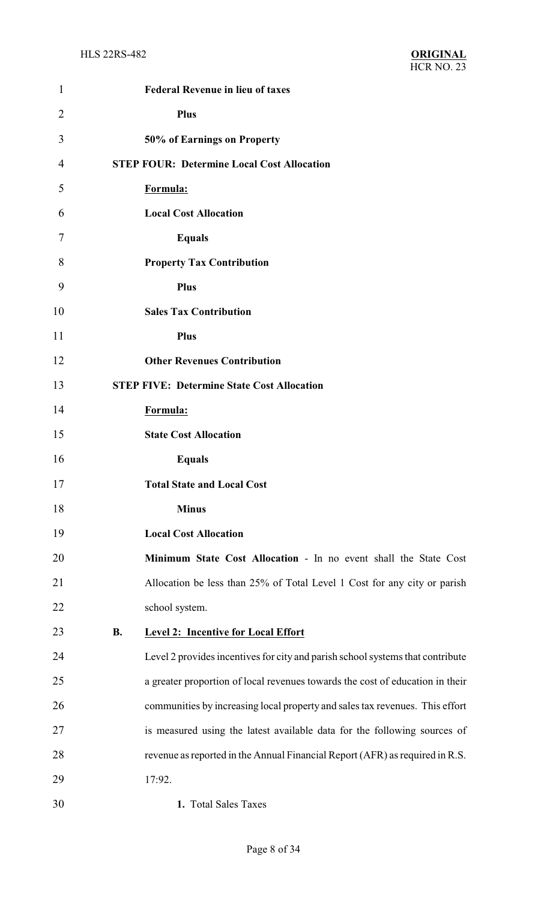**Federal Revenue in lieu of taxes**

**Plus**

**50% of Earnings on Property**

**STEP FOUR: Determine Local Cost Allocation**

**Formula:**

**Local Cost Allocation**

**Equals**

**Property Tax Contribution**

**Plus**

**Sales Tax Contribution**

**Plus**

**Other Revenues Contribution**

**STEP FIVE: Determine State Cost Allocation**

**Formula:**

**State Cost Allocation**

**Equals**

**Total State and Local Cost**

**Minus**

**Local Cost Allocation**

**Minimum State Cost Allocation** - In no event shall the State Cost Allocation be less than 25% of Total Level 1 Cost for any city or parish school system.

**B. Level 2: Incentive for Local Effort**

Level 2 provides incentives for city and parish school systems that contribute a greater proportion of local revenues towards the cost of education in their communities by increasing local property and sales tax revenues. This effort is measured using the latest available data for the following sources of revenue as reported in the Annual Financial Report (AFR) as required in R.S. 17:92.

**1.** Total Sales Taxes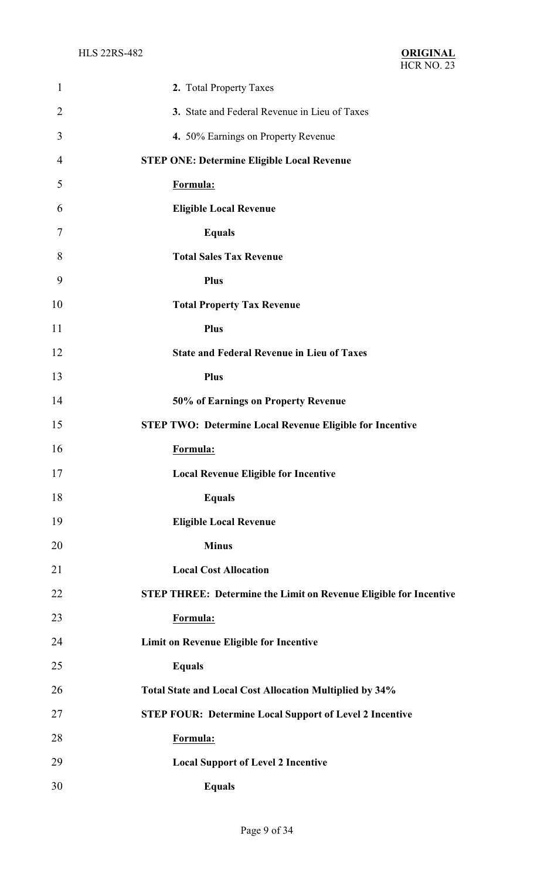**2.** Total Property Taxes

**3.** State and Federal Revenue in Lieu of Taxes

**4.** 50% Earnings on Property Revenue

**STEP ONE: Determine Eligible Local Revenue**

**Formula:**

**Eligible Local Revenue**

**Equals**

**Total Sales Tax Revenue**

**Plus**

**Total Property Tax Revenue**

**Plus**

**State and Federal Revenue in Lieu of Taxes**

**Plus**

**50% of Earnings on Property Revenue**

**STEP TWO: Determine Local Revenue Eligible for Incentive**

**Formula:**

**Local Revenue Eligible for Incentive**

**Equals**

**Eligible Local Revenue**

**Minus**

**Local Cost Allocation**

**STEP THREE: Determine the Limit on Revenue Eligible for Incentive**

**Formula:**

**Limit on Revenue Eligible for Incentive**

**Equals**

**Total State and Local Cost Allocation Multiplied by 34%**

**STEP FOUR: Determine Local Support of Level 2 Incentive**

**Formula:**

**Local Support of Level 2 Incentive**

**Equals**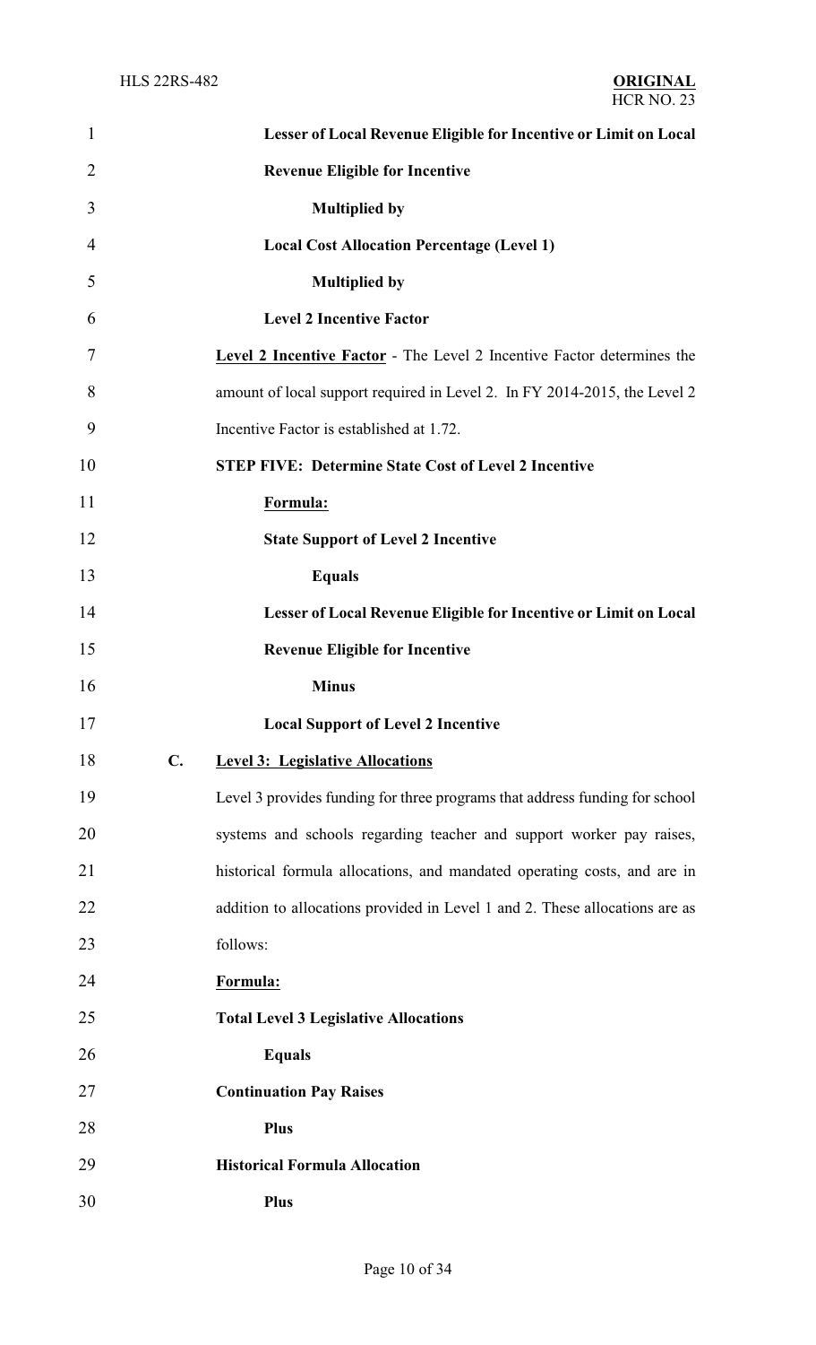**Lesser of Local Revenue Eligible for Incentive or Limit on Local Revenue Eligible for Incentive**

**Multiplied by**

**Local Cost Allocation Percentage (Level 1)**

**Multiplied by**

**Level 2 Incentive Factor**

Level 2 Incentive Factor - The Level 2 Incentive Factor determines the amount of local support required in Level 2. In FY 2014-2015, the Level 2 Incentive Factor is established at 1.72.

**STEP FIVE: Determine State Cost of Level 2 Incentive**

**Formula:**

**State Support of Level 2 Incentive**

**Equals**

**Lesser of Local Revenue Eligible for Incentive or Limit on Local Revenue Eligible for Incentive**

**Minus**

**Local Support of Level 2 Incentive**

**C. Level 3: Legislative Allocations**

Level 3 provides funding for three programs that address funding for school systems and schools regarding teacher and support worker pay raises, historical formula allocations, and mandated operating costs, and are in addition to allocations provided in Level 1 and 2. These allocations are as follows:

**Formula:**

**Total Level 3 Legislative Allocations**

**Equals**

**Continuation Pay Raises**

**Plus**

**Historical Formula Allocation**

**Plus**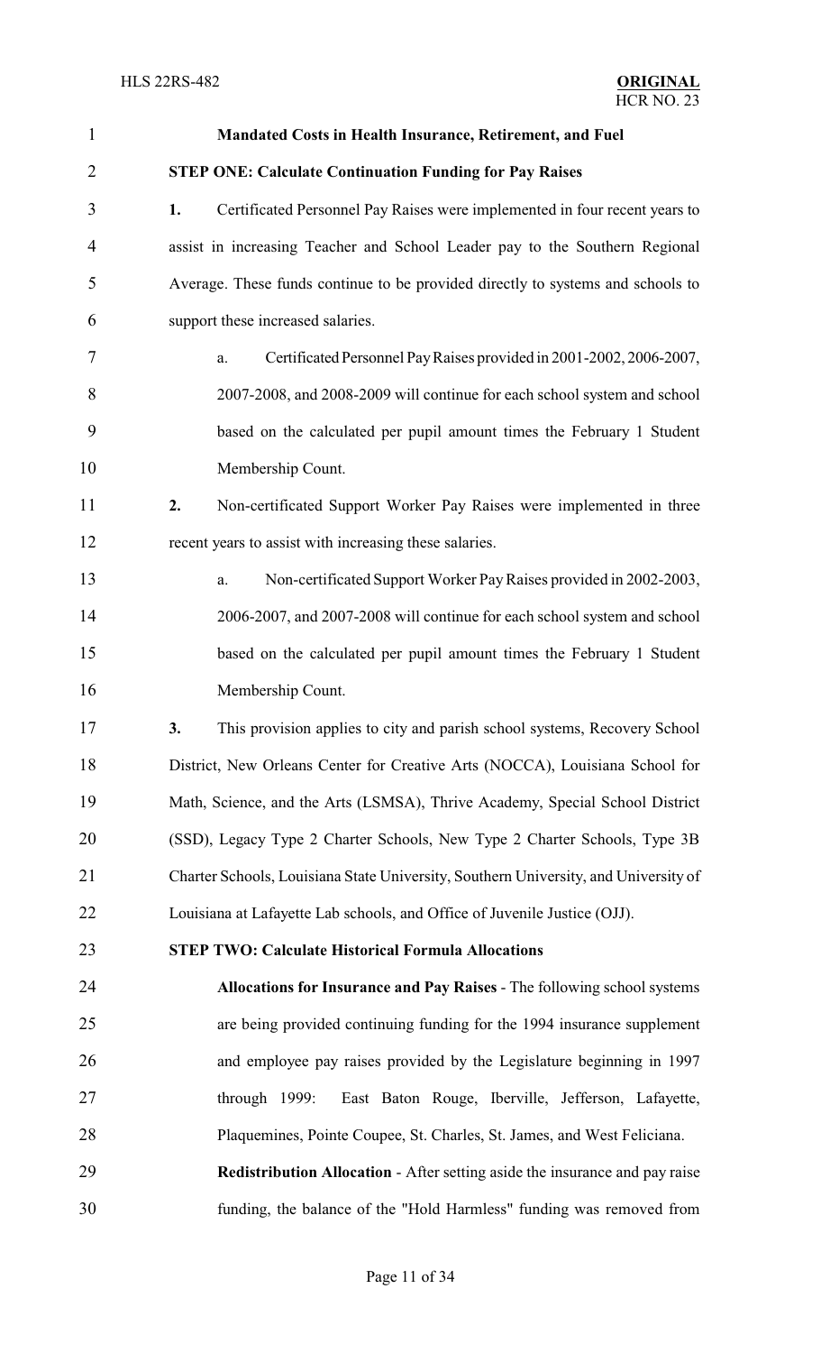**Mandated Costs in Health Insurance, Retirement, and Fuel**

**STEP ONE: Calculate Continuation Funding for Pay Raises**

**1.** Certificated Personnel Pay Raises were implemented in four recent years to assist in increasing Teacher and School Leader pay to the Southern Regional Average. These funds continue to be provided directly to systems and schools to support these increased salaries.

a. Certificated Personnel Pay Raises provided in 2001-2002, 2006-2007, 2007-2008, and 2008-2009 will continue for each school system and school based on the calculated per pupil amount times the February 1 Student Membership Count.

**2.** Non-certificated Support Worker Pay Raises were implemented in three recent years to assist with increasing these salaries.

a. Non-certificated Support Worker Pay Raises provided in 2002-2003, 2006-2007, and 2007-2008 will continue for each school system and school based on the calculated per pupil amount times the February 1 Student Membership Count.

**3.** This provision applies to city and parish school systems, Recovery School District, New Orleans Center for Creative Arts (NOCCA), Louisiana School for Math, Science, and the Arts (LSMSA), Thrive Academy, Special School District (SSD), Legacy Type 2 Charter Schools, New Type 2 Charter Schools, Type 3B Charter Schools, Louisiana State University, Southern University, and University of Louisiana at Lafayette Lab schools, and Office of Juvenile Justice (OJJ).

**STEP TWO: Calculate Historical Formula Allocations**

**Allocations for Insurance and Pay Raises** - The following school systems are being provided continuing funding for the 1994 insurance supplement and employee pay raises provided by the Legislature beginning in 1997 through 1999: East Baton Rouge, Iberville, Jefferson, Lafayette, Plaquemines, Pointe Coupee, St. Charles, St. James, and West Feliciana.

**Redistribution Allocation** - After setting aside the insurance and pay raise funding, the balance of the "Hold Harmless" funding was removed from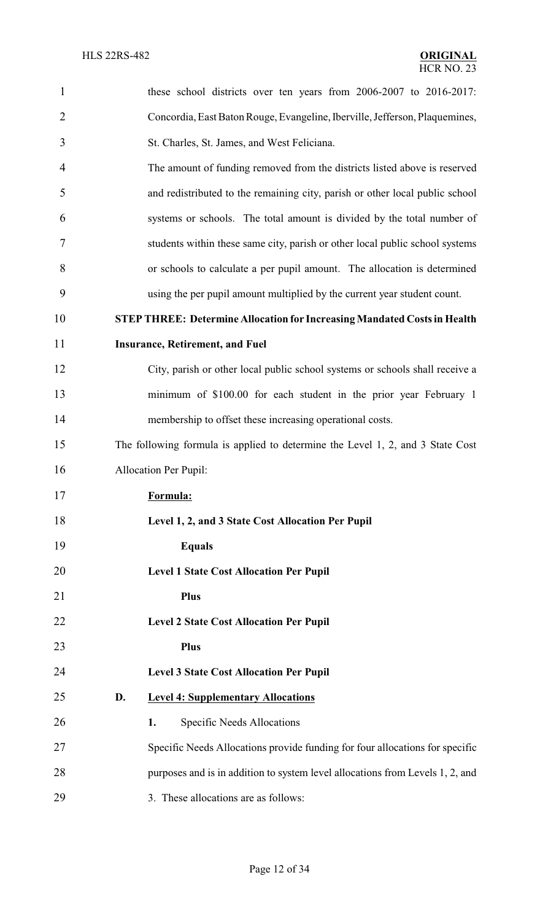these school districts over ten years from 2006-2007 to 2016-2017: Concordia, East Baton Rouge, Evangeline, Iberville, Jefferson, Plaquemines, St. Charles, St. James, and West Feliciana.

The amount of funding removed from the districts listed above is reserved and redistributed to the remaining city, parish or other local public school systems or schools. The total amount is divided by the total number of students within these same city, parish or other local public school systems or schools to calculate a per pupil amount. The allocation is determined using the per pupil amount multiplied by the current year student count.

**STEP THREE: Determine Allocation for Increasing Mandated Costs in Health Insurance, Retirement, and Fuel**

City, parish or other local public school systems or schools shall receive a minimum of $100.00 for each student in the prior year February 1 membership to offset these increasing operational costs.

The following formula is applied to determine the Level 1, 2, and 3 State Cost Allocation Per Pupil:

**Formula:**

**Level 1, 2, and 3 State Cost Allocation Per Pupil**

**Equals**

**Level 1 State Cost Allocation Per Pupil**

**Plus**

**Level 2 State Cost Allocation Per Pupil**

**Plus**

**Level 3 State Cost Allocation Per Pupil**

**D. Level 4: Supplementary Allocations**

**1.** Specific Needs Allocations

Specific Needs Allocations provide funding for four allocations for specific purposes and is in addition to system level allocations from Levels 1, 2, and 3. These allocations are as follows: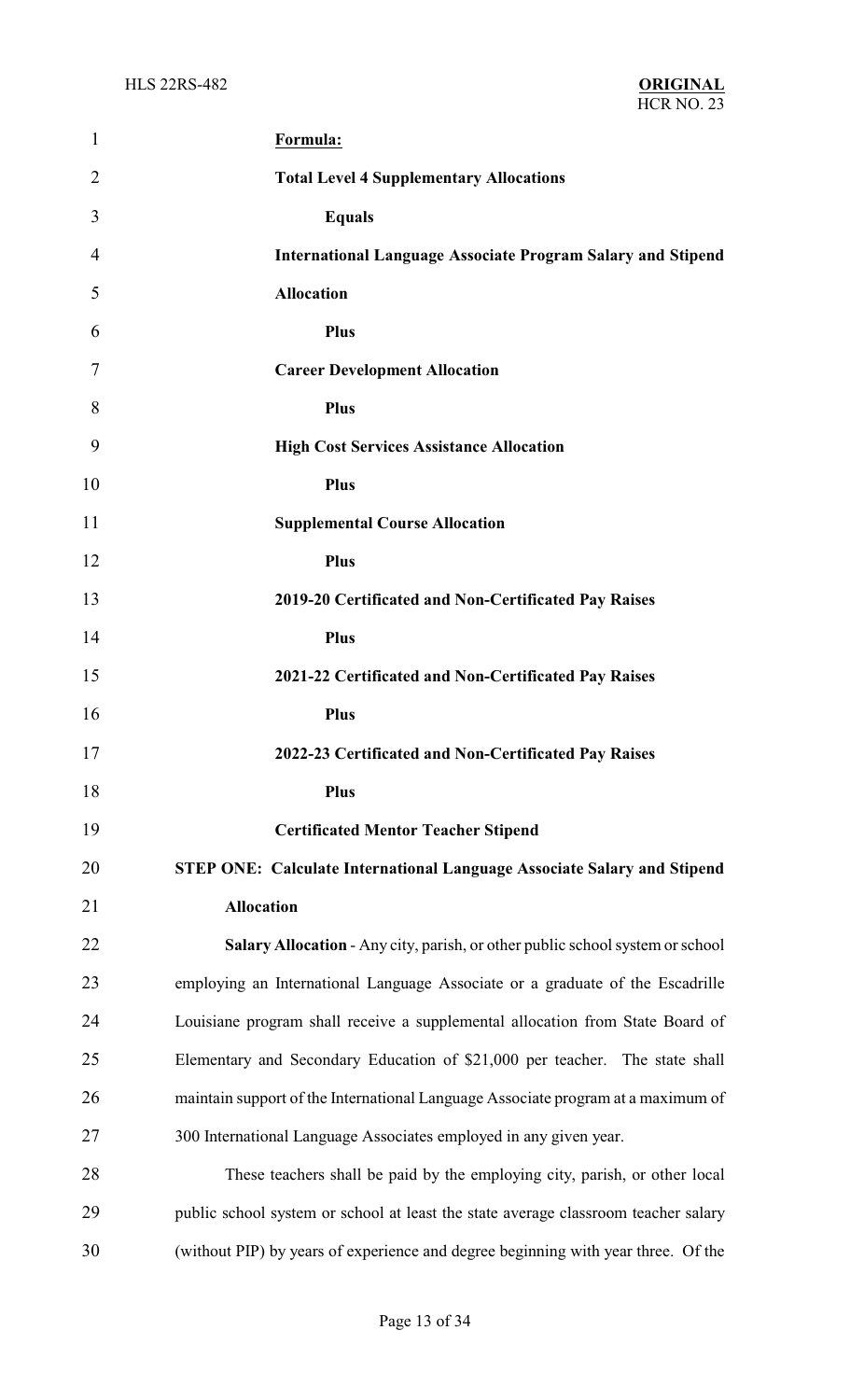**Formula:**

**Total Level 4 Supplementary Allocations**

**Equals**

**International Language Associate Program Salary and Stipend Allocation**

**Plus**

**Career Development Allocation**

**Plus**

**High Cost Services Assistance Allocation**

**Plus**

**Supplemental Course Allocation**

**Plus**

**2019-20 Certificated and Non-Certificated Pay Raises**

**Plus**

**2021-22 Certificated and Non-Certificated Pay Raises**

**Plus**

**2022-23 Certificated and Non-Certificated Pay Raises**

**Plus**

**Certificated Mentor Teacher Stipend**

**STEP ONE: Calculate International Language Associate Salary and Stipend Allocation**

**Salary Allocation** - Any city, parish, or other public school system or school employing an International Language Associate or a graduate of the Escadrille Louisiane program shall receive a supplemental allocation from State Board of Elementary and Secondary Education of $21,000 per teacher. The state shall maintain support of the International Language Associate program at a maximum of 300 International Language Associates employed in any given year.

These teachers shall be paid by the employing city, parish, or other local public school system or school at least the state average classroom teacher salary (without PIP) by years of experience and degree beginning with year three. Of the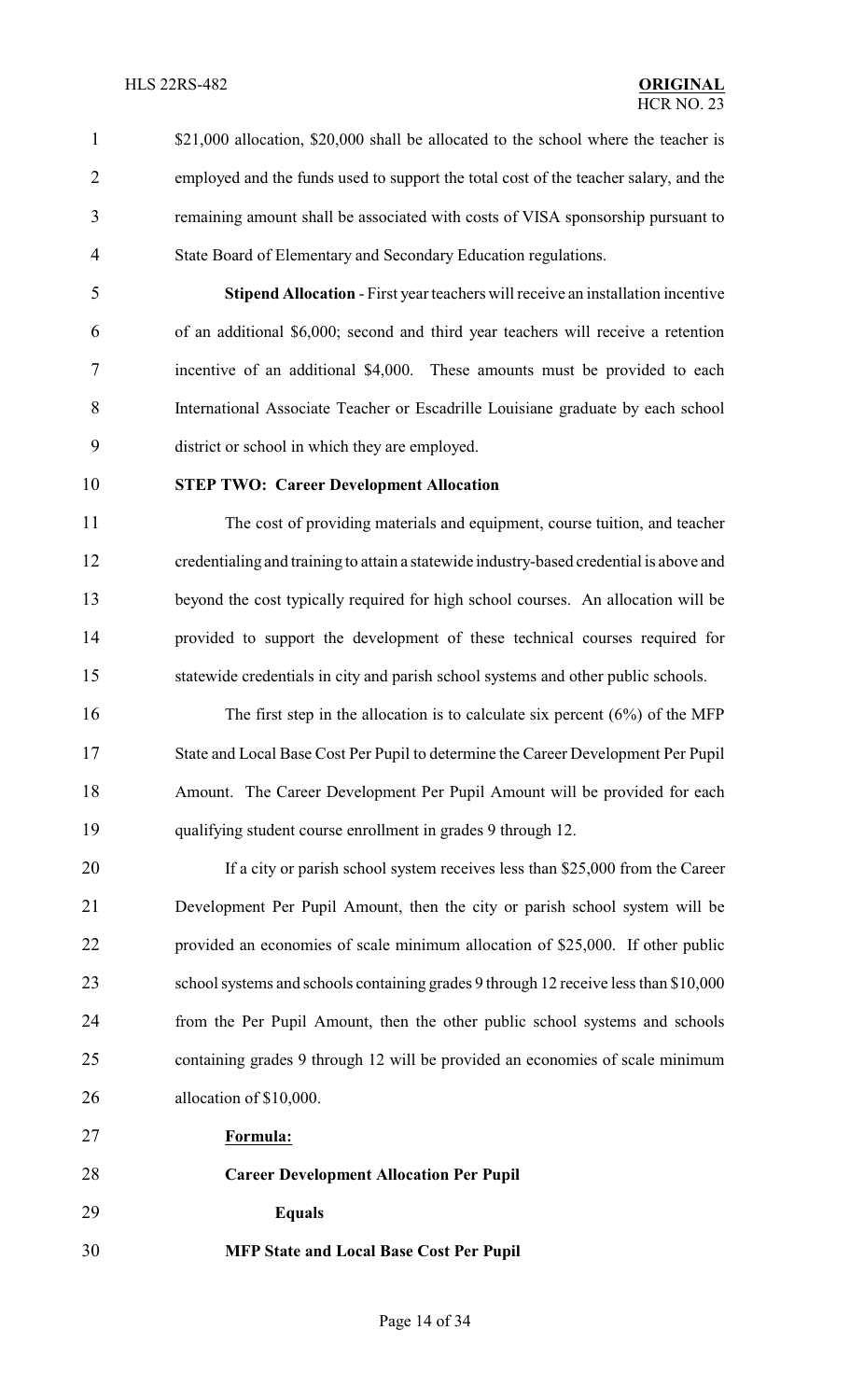$21,000 allocation, $20,000 shall be allocated to the school where the teacher is employed and the funds used to support the total cost of the teacher salary, and the remaining amount shall be associated with costs of VISA sponsorship pursuant to State Board of Elementary and Secondary Education regulations.

**Stipend Allocation** - First year teachers will receive an installation incentive of an additional $6,000; second and third year teachers will receive a retention incentive of an additional $4,000. These amounts must be provided to each International Associate Teacher or Escadrille Louisiane graduate by each school district or school in which they are employed.

**STEP TWO: Career Development Allocation**

The cost of providing materials and equipment, course tuition, and teacher credentialing and training to attain a statewide industry-based credential is above and beyond the cost typically required for high school courses. An allocation will be provided to support the development of these technical courses required for statewide credentials in city and parish school systems and other public schools.

The first step in the allocation is to calculate six percent (6%) of the MFP State and Local Base Cost Per Pupil to determine the Career Development Per Pupil Amount. The Career Development Per Pupil Amount will be provided for each qualifying student course enrollment in grades 9 through 12.

If a city or parish school system receives less than $25,000 from the Career Development Per Pupil Amount, then the city or parish school system will be provided an economies of scale minimum allocation of $25,000. If other public school systems and schools containing grades 9 through 12 receive less than $10,000 from the Per Pupil Amount, then the other public school systems and schools containing grades 9 through 12 will be provided an economies of scale minimum allocation of $10,000.

**Formula:**

**Career Development Allocation Per Pupil**

**Equals**

**MFP State and Local Base Cost Per Pupil**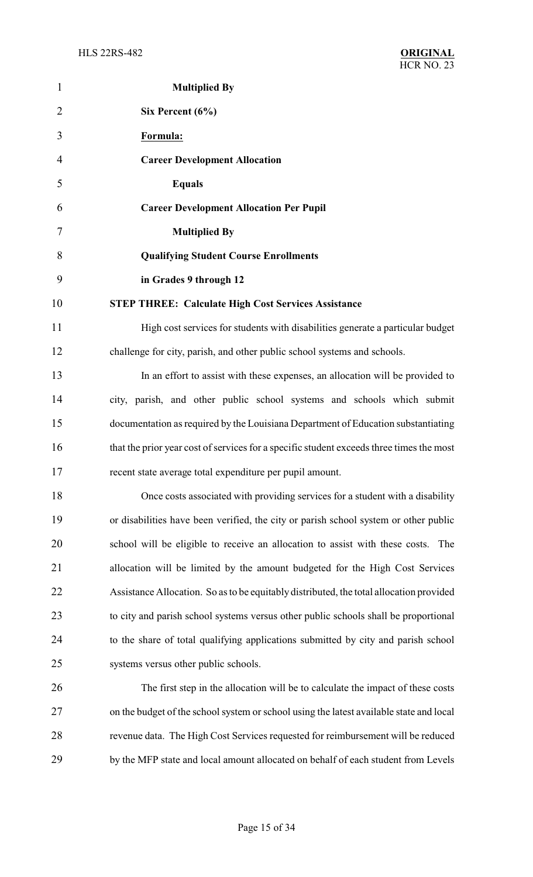**Multiplied By**

**Six Percent (6%)**

**Formula:**

**Career Development Allocation**

**Equals**

**Career Development Allocation Per Pupil**

**Multiplied By**

**Qualifying Student Course Enrollments in Grades 9 through 12**

**STEP THREE: Calculate High Cost Services Assistance**

High cost services for students with disabilities generate a particular budget challenge for city, parish, and other public school systems and schools.

In an effort to assist with these expenses, an allocation will be provided to city, parish, and other public school systems and schools which submit documentation as required by the Louisiana Department of Education substantiating that the prior year cost of services for a specific student exceeds three times the most recent state average total expenditure per pupil amount.

Once costs associated with providing services for a student with a disability or disabilities have been verified, the city or parish school system or other public school will be eligible to receive an allocation to assist with these costs. The allocation will be limited by the amount budgeted for the High Cost Services Assistance Allocation. So as to be equitably distributed, the total allocation provided to city and parish school systems versus other public schools shall be proportional to the share of total qualifying applications submitted by city and parish school systems versus other public schools.

The first step in the allocation will be to calculate the impact of these costs on the budget of the school system or school using the latest available state and local revenue data. The High Cost Services requested for reimbursement will be reduced by the MFP state and local amount allocated on behalf of each student from Levels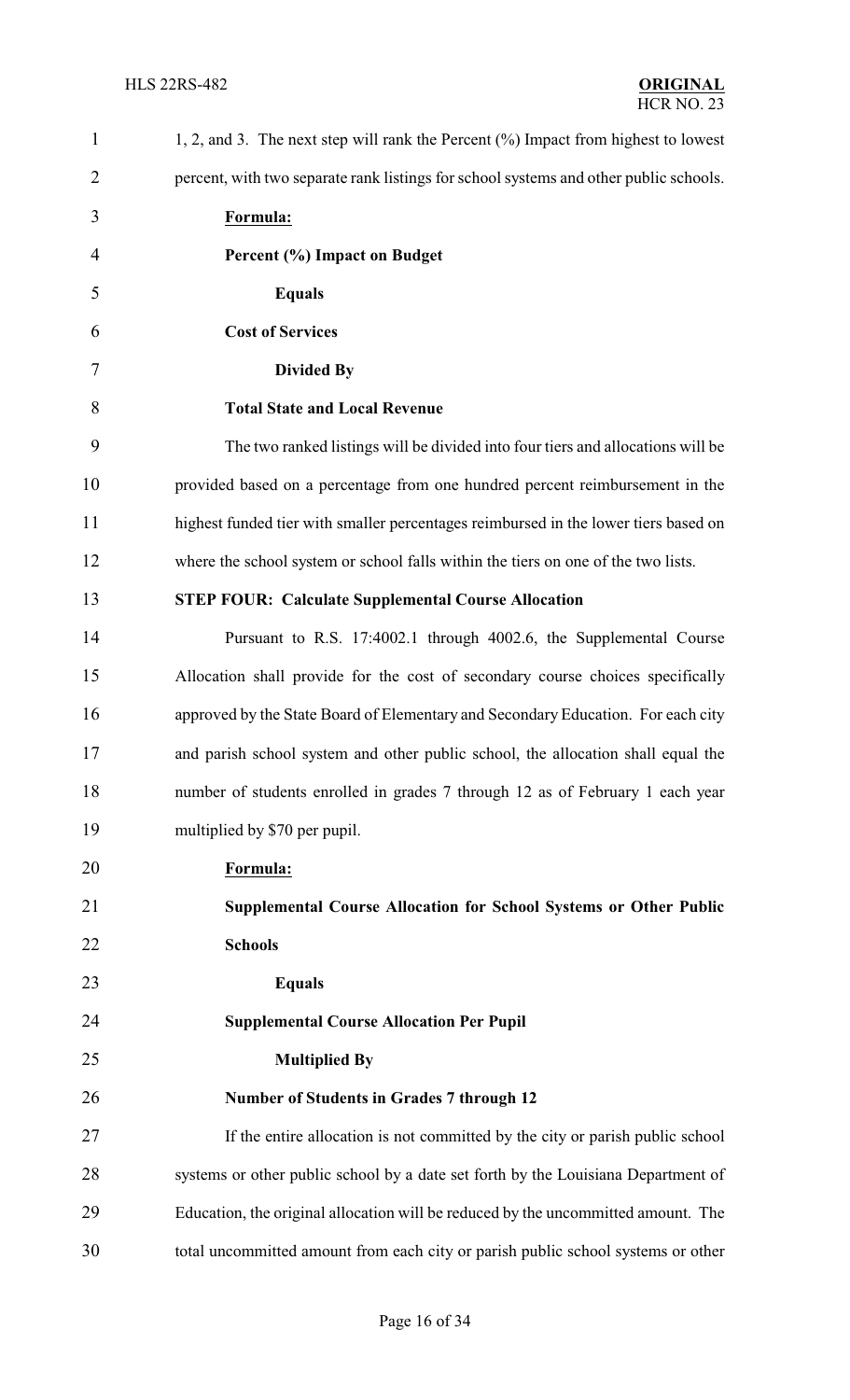1, 2, and 3. The next step will rank the Percent (%) Impact from highest to lowest percent, with two separate rank listings for school systems and other public schools.

**Formula:**

**Percent (%) Impact on Budget**

**Equals**

**Cost of Services**

**Divided By**

**Total State and Local Revenue**

The two ranked listings will be divided into four tiers and allocations will be provided based on a percentage from one hundred percent reimbursement in the highest funded tier with smaller percentages reimbursed in the lower tiers based on where the school system or school falls within the tiers on one of the two lists.

**STEP FOUR: Calculate Supplemental Course Allocation**

Pursuant to R.S. 17:4002.1 through 4002.6, the Supplemental Course Allocation shall provide for the cost of secondary course choices specifically approved by the State Board of Elementary and Secondary Education. For each city and parish school system and other public school, the allocation shall equal the number of students enrolled in grades 7 through 12 as of February 1 each year multiplied by $70 per pupil.

**Formula:**

**Supplemental Course Allocation for School Systems or Other Public Schools**

**Equals**

**Supplemental Course Allocation Per Pupil**

**Multiplied By**

**Number of Students in Grades 7 through 12**

If the entire allocation is not committed by the city or parish public school systems or other public school by a date set forth by the Louisiana Department of Education, the original allocation will be reduced by the uncommitted amount. The total uncommitted amount from each city or parish public school systems or other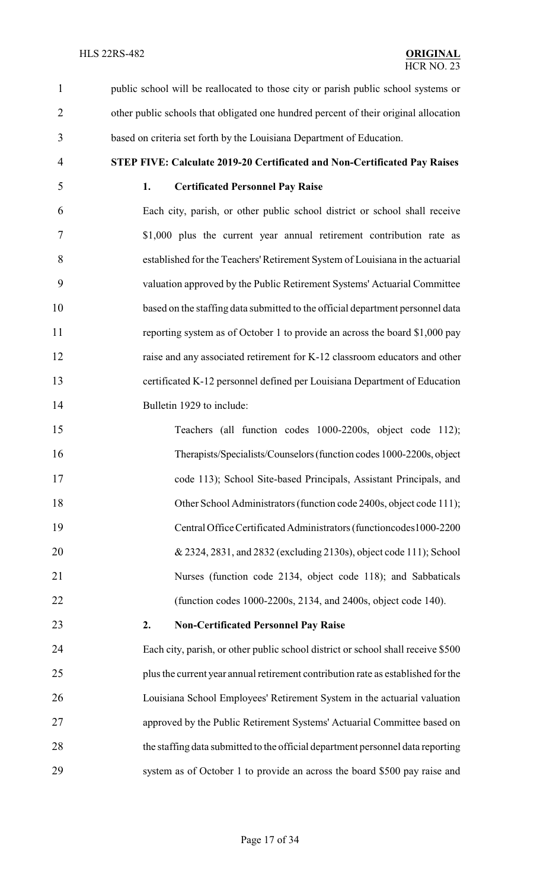public school will be reallocated to those city or parish public school systems or other public schools that obligated one hundred percent of their original allocation based on criteria set forth by the Louisiana Department of Education.

**STEP FIVE: Calculate 2019-20 Certificated and Non-Certificated Pay Raises**

**1. Certificated Personnel Pay Raise**

Each city, parish, or other public school district or school shall receive \$1,000 plus the current year annual retirement contribution rate as established for the Teachers' Retirement System of Louisiana in the actuarial valuation approved by the Public Retirement Systems' Actuarial Committee based on the staffing data submitted to the official department personnel data reporting system as of October 1 to provide an across the board \$1,000 pay raise and any associated retirement for K-12 classroom educators and other certificated K-12 personnel defined per Louisiana Department of Education Bulletin 1929 to include:

Teachers (all function codes 1000-2200s, object code 112); Therapists/Specialists/Counselors (function codes 1000-2200s, object code 113); School Site-based Principals, Assistant Principals, and Other School Administrators (function code 2400s, object code 111); Central Office Certificated Administrators (functioncodes1000-2200 & 2324, 2831, and 2832 (excluding 2130s), object code 111); School Nurses (function code 2134, object code 118); and Sabbaticals (function codes 1000-2200s, 2134, and 2400s, object code 140).

**2. Non-Certificated Personnel Pay Raise**

Each city, parish, or other public school district or school shall receive \$500 plus the current year annual retirement contribution rate as established for the Louisiana School Employees' Retirement System in the actuarial valuation approved by the Public Retirement Systems' Actuarial Committee based on the staffing data submitted to the official department personnel data reporting system as of October 1 to provide an across the board \$500 pay raise and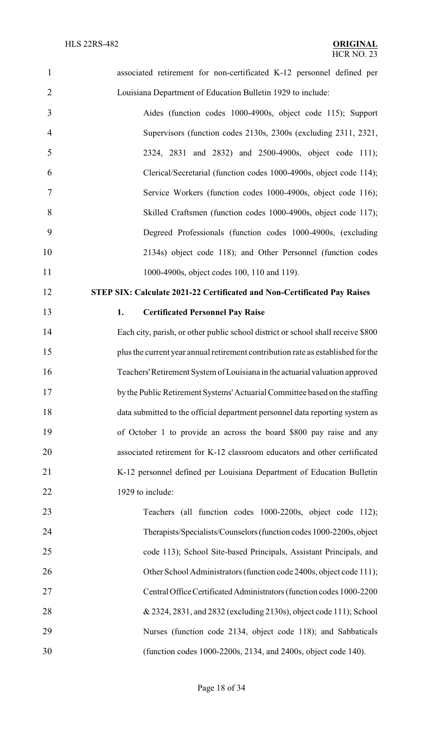associated retirement for non-certificated K-12 personnel defined per Louisiana Department of Education Bulletin 1929 to include:

Aides (function codes 1000-4900s, object code 115); Support Supervisors (function codes 2130s, 2300s (excluding 2311, 2321, 2324, 2831 and 2832) and 2500-4900s, object code 111); Clerical/Secretarial (function codes 1000-4900s, object code 114); Service Workers (function codes 1000-4900s, object code 116); Skilled Craftsmen (function codes 1000-4900s, object code 117); Degreed Professionals (function codes 1000-4900s, (excluding 2134s) object code 118); and Other Personnel (function codes 1000-4900s, object codes 100, 110 and 119).

**STEP SIX: Calculate 2021-22 Certificated and Non-Certificated Pay Raises**

**1. Certificated Personnel Pay Raise**

Each city, parish, or other public school district or school shall receive $800 plus the current year annual retirement contribution rate as established for the Teachers' Retirement System of Louisiana in the actuarial valuation approved by the Public Retirement Systems' Actuarial Committee based on the staffing data submitted to the official department personnel data reporting system as of October 1 to provide an across the board $800 pay raise and any associated retirement for K-12 classroom educators and other certificated K-12 personnel defined per Louisiana Department of Education Bulletin 1929 to include:

Teachers (all function codes 1000-2200s, object code 112); Therapists/Specialists/Counselors (function codes 1000-2200s, object code 113); School Site-based Principals, Assistant Principals, and Other School Administrators (function code 2400s, object code 111); Central Office Certificated Administrators (function codes 1000-2200 & 2324, 2831, and 2832 (excluding 2130s), object code 111); School Nurses (function code 2134, object code 118); and Sabbaticals (function codes 1000-2200s, 2134, and 2400s, object code 140).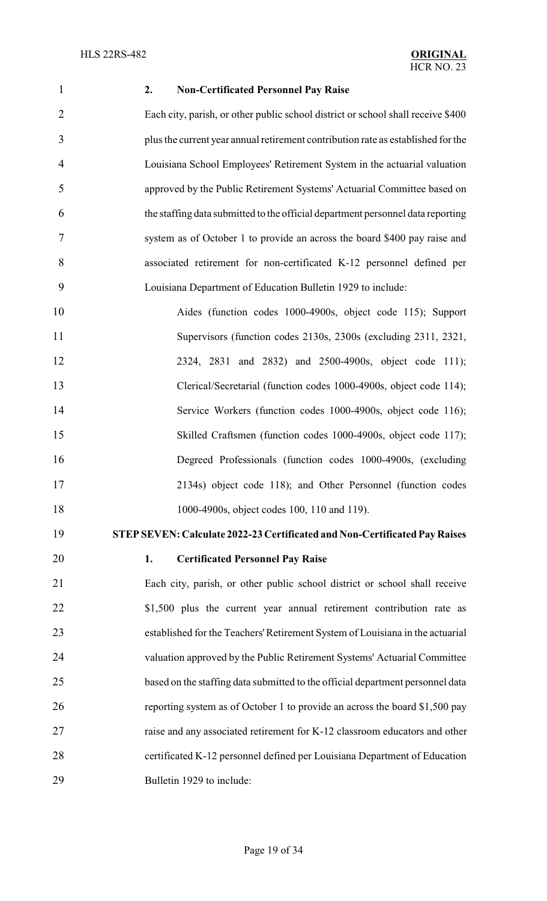**2. Non-Certificated Personnel Pay Raise**

Each city, parish, or other public school district or school shall receive $400 plus the current year annual retirement contribution rate as established for the Louisiana School Employees' Retirement System in the actuarial valuation approved by the Public Retirement Systems' Actuarial Committee based on the staffing data submitted to the official department personnel data reporting system as of October 1 to provide an across the board $400 pay raise and associated retirement for non-certificated K-12 personnel defined per Louisiana Department of Education Bulletin 1929 to include:

Aides (function codes 1000-4900s, object code 115); Support Supervisors (function codes 2130s, 2300s (excluding 2311, 2321, 2324, 2831 and 2832) and 2500-4900s, object code 111); Clerical/Secretarial (function codes 1000-4900s, object code 114); Service Workers (function codes 1000-4900s, object code 116); Skilled Craftsmen (function codes 1000-4900s, object code 117); Degreed Professionals (function codes 1000-4900s, (excluding 2134s) object code 118); and Other Personnel (function codes 1000-4900s, object codes 100, 110 and 119).

**STEP SEVEN: Calculate 2022-23 Certificated and Non-Certificated Pay Raises**

**1. Certificated Personnel Pay Raise**

Each city, parish, or other public school district or school shall receive $1,500 plus the current year annual retirement contribution rate as established for the Teachers' Retirement System of Louisiana in the actuarial valuation approved by the Public Retirement Systems' Actuarial Committee based on the staffing data submitted to the official department personnel data reporting system as of October 1 to provide an across the board $1,500 pay raise and any associated retirement for K-12 classroom educators and other certificated K-12 personnel defined per Louisiana Department of Education Bulletin 1929 to include: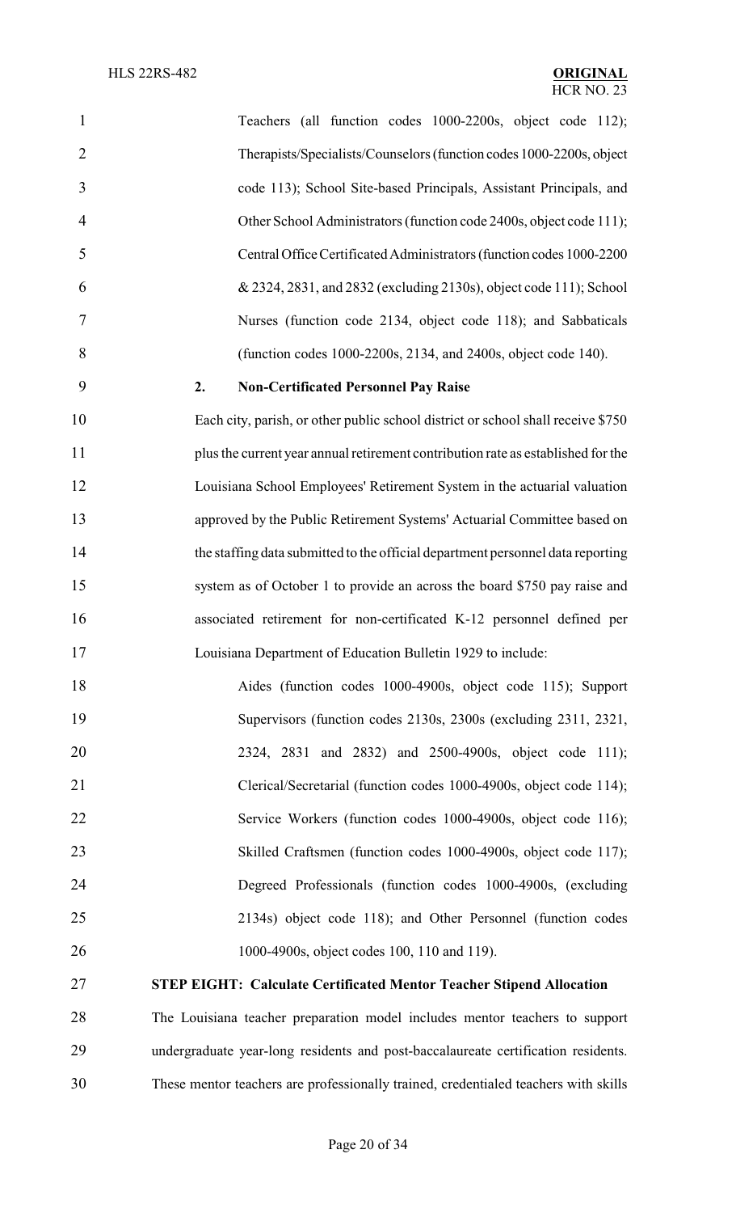Teachers (all function codes 1000-2200s, object code 112); Therapists/Specialists/Counselors (function codes 1000-2200s, object code 113); School Site-based Principals, Assistant Principals, and Other School Administrators (function code 2400s, object code 111); Central Office Certificated Administrators (function codes 1000-2200 & 2324, 2831, and 2832 (excluding 2130s), object code 111); School Nurses (function code 2134, object code 118); and Sabbaticals (function codes 1000-2200s, 2134, and 2400s, object code 140).

**2. Non-Certificated Personnel Pay Raise**

Each city, parish, or other public school district or school shall receive $750 plus the current year annual retirement contribution rate as established for the Louisiana School Employees' Retirement System in the actuarial valuation approved by the Public Retirement Systems' Actuarial Committee based on the staffing data submitted to the official department personnel data reporting system as of October 1 to provide an across the board $750 pay raise and associated retirement for non-certificated K-12 personnel defined per Louisiana Department of Education Bulletin 1929 to include:

Aides (function codes 1000-4900s, object code 115); Support Supervisors (function codes 2130s, 2300s (excluding 2311, 2321, 2324, 2831 and 2832) and 2500-4900s, object code 111); Clerical/Secretarial (function codes 1000-4900s, object code 114); Service Workers (function codes 1000-4900s, object code 116); Skilled Craftsmen (function codes 1000-4900s, object code 117); Degreed Professionals (function codes 1000-4900s, (excluding 2134s) object code 118); and Other Personnel (function codes 1000-4900s, object codes 100, 110 and 119).

**STEP EIGHT: Calculate Certificated Mentor Teacher Stipend Allocation**

The Louisiana teacher preparation model includes mentor teachers to support undergraduate year-long residents and post-baccalaureate certification residents. These mentor teachers are professionally trained, credentialed teachers with skills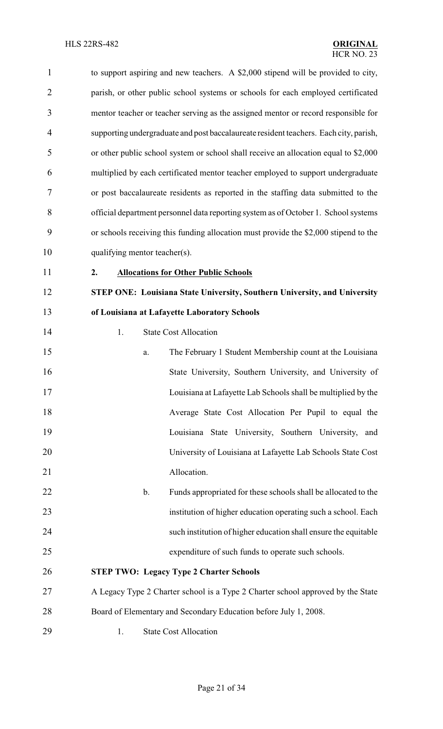to support aspiring and new teachers. A $2,000 stipend will be provided to city, parish, or other public school systems or schools for each employed certificated mentor teacher or teacher serving as the assigned mentor or record responsible for supporting undergraduate and post baccalaureate resident teachers. Each city, parish, or other public school system or school shall receive an allocation equal to $2,000 multiplied by each certificated mentor teacher employed to support undergraduate or post baccalaureate residents as reported in the staffing data submitted to the official department personnel data reporting system as of October 1. School systems or schools receiving this funding allocation must provide the $2,000 stipend to the qualifying mentor teacher(s).

**2. <u>Allocations for Other Public Schools</u>**

**STEP ONE: Louisiana State University, Southern University, and University of Louisiana at Lafayette Laboratory Schools**

1. State Cost Allocation
   a. The February 1 Student Membership count at the Louisiana State University, Southern University, and University of Louisiana at Lafayette Lab Schools shall be multiplied by the Average State Cost Allocation Per Pupil to equal the Louisiana State University, Southern University, and University of Louisiana at Lafayette Lab Schools State Cost Allocation.
   b. Funds appropriated for these schools shall be allocated to the institution of higher education operating such a school. Each such institution of higher education shall ensure the equitable expenditure of such funds to operate such schools.

**STEP TWO: Legacy Type 2 Charter Schools**

A Legacy Type 2 Charter school is a Type 2 Charter school approved by the State Board of Elementary and Secondary Education before July 1, 2008.

1. State Cost Allocation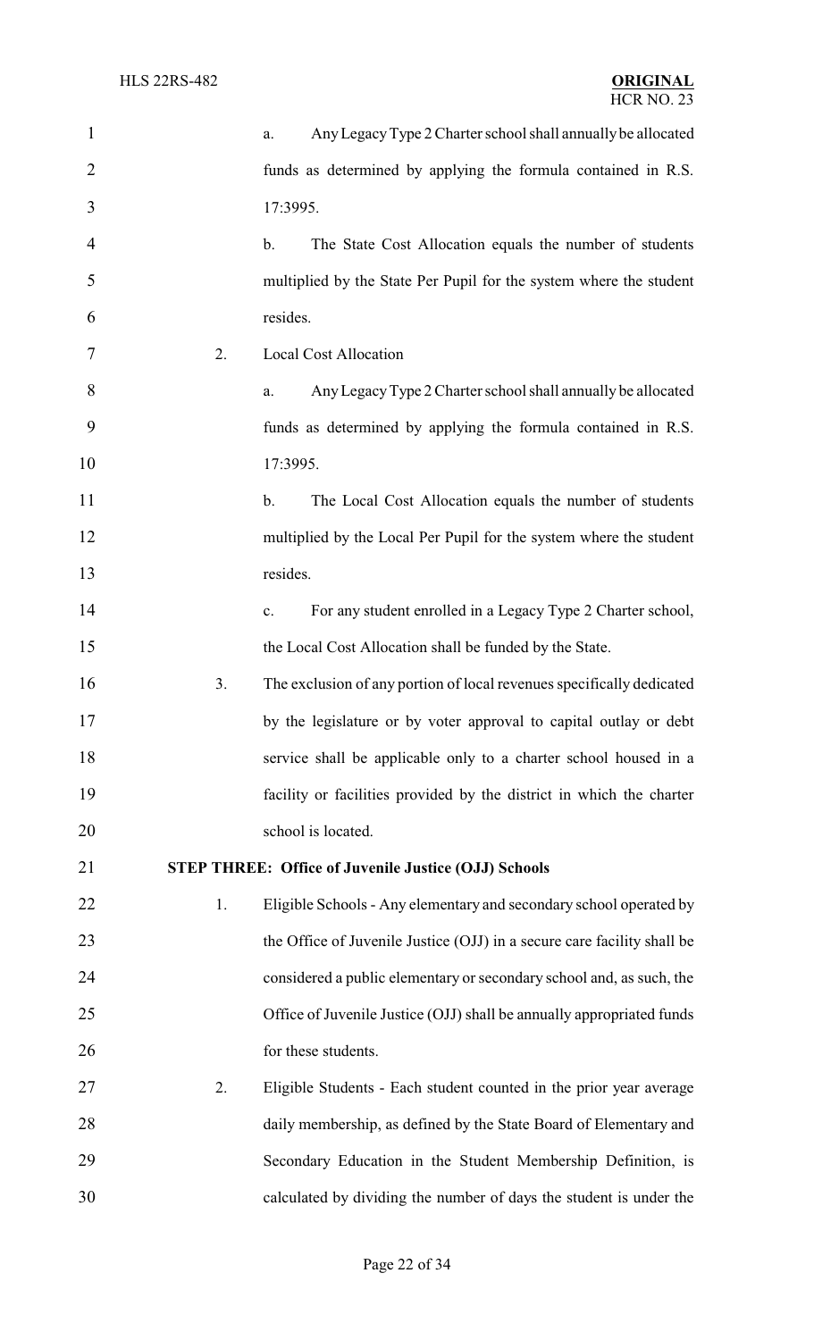a. Any Legacy Type 2 Charter school shall annually be allocated funds as determined by applying the formula contained in R.S. 17:3995.

b. The State Cost Allocation equals the number of students multiplied by the State Per Pupil for the system where the student resides.

2. Local Cost Allocation

a. Any Legacy Type 2 Charter school shall annually be allocated funds as determined by applying the formula contained in R.S. 17:3995.

b. The Local Cost Allocation equals the number of students multiplied by the Local Per Pupil for the system where the student resides.

c. For any student enrolled in a Legacy Type 2 Charter school, the Local Cost Allocation shall be funded by the State.

3. The exclusion of any portion of local revenues specifically dedicated by the legislature or by voter approval to capital outlay or debt service shall be applicable only to a charter school housed in a facility or facilities provided by the district in which the charter school is located.

**STEP THREE: Office of Juvenile Justice (OJJ) Schools**

1. Eligible Schools - Any elementary and secondary school operated by the Office of Juvenile Justice (OJJ) in a secure care facility shall be considered a public elementary or secondary school and, as such, the Office of Juvenile Justice (OJJ) shall be annually appropriated funds for these students.

2. Eligible Students - Each student counted in the prior year average daily membership, as defined by the State Board of Elementary and Secondary Education in the Student Membership Definition, is calculated by dividing the number of days the student is under the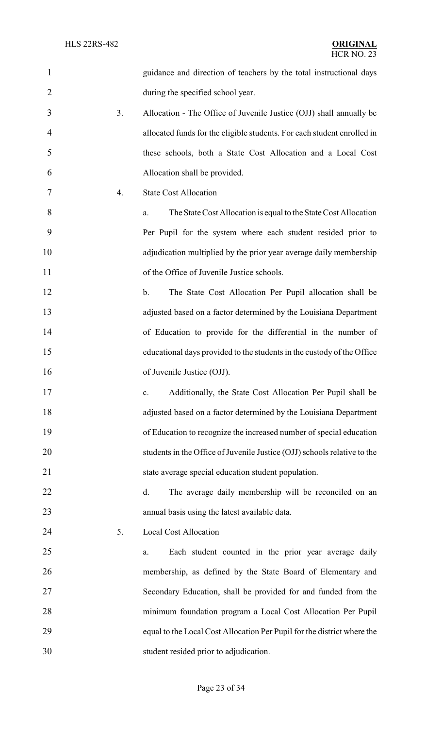guidance and direction of teachers by the total instructional days during the specified school year.

3. Allocation - The Office of Juvenile Justice (OJJ) shall annually be allocated funds for the eligible students. For each student enrolled in these schools, both a State Cost Allocation and a Local Cost Allocation shall be provided.

4. State Cost Allocation

   a. The State Cost Allocation is equal to the State Cost Allocation Per Pupil for the system where each student resided prior to adjudication multiplied by the prior year average daily membership of the Office of Juvenile Justice schools.

   b. The State Cost Allocation Per Pupil allocation shall be adjusted based on a factor determined by the Louisiana Department of Education to provide for the differential in the number of educational days provided to the students in the custody of the Office of Juvenile Justice (OJJ).

   c. Additionally, the State Cost Allocation Per Pupil shall be adjusted based on a factor determined by the Louisiana Department of Education to recognize the increased number of special education students in the Office of Juvenile Justice (OJJ) schools relative to the state average special education student population.

   d. The average daily membership will be reconciled on an annual basis using the latest available data.

5. Local Cost Allocation

   a. Each student counted in the prior year average daily membership, as defined by the State Board of Elementary and Secondary Education, shall be provided for and funded from the minimum foundation program a Local Cost Allocation Per Pupil equal to the Local Cost Allocation Per Pupil for the district where the student resided prior to adjudication.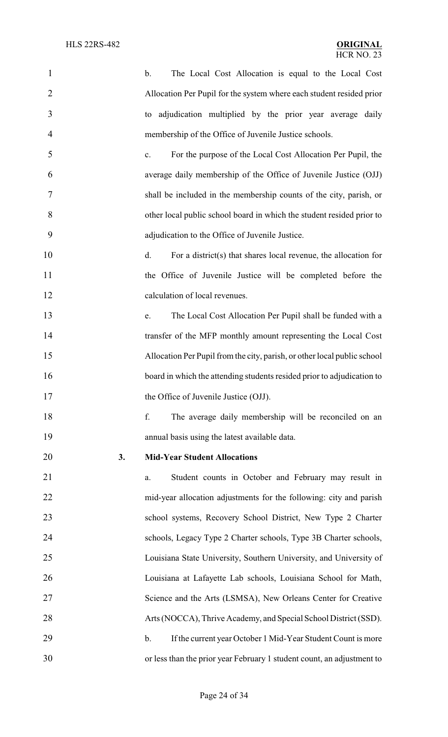b. The Local Cost Allocation is equal to the Local Cost Allocation Per Pupil for the system where each student resided prior to adjudication multiplied by the prior year average daily membership of the Office of Juvenile Justice schools.

c. For the purpose of the Local Cost Allocation Per Pupil, the average daily membership of the Office of Juvenile Justice (OJJ) shall be included in the membership counts of the city, parish, or other local public school board in which the student resided prior to adjudication to the Office of Juvenile Justice.

d. For a district(s) that shares local revenue, the allocation for the Office of Juvenile Justice will be completed before the calculation of local revenues.

e. The Local Cost Allocation Per Pupil shall be funded with a transfer of the MFP monthly amount representing the Local Cost Allocation Per Pupil from the city, parish, or other local public school board in which the attending students resided prior to adjudication to the Office of Juvenile Justice (OJJ).

f. The average daily membership will be reconciled on an annual basis using the latest available data.

**3. Mid-Year Student Allocations**

a. Student counts in October and February may result in mid-year allocation adjustments for the following: city and parish school systems, Recovery School District, New Type 2 Charter schools, Legacy Type 2 Charter schools, Type 3B Charter schools, Louisiana State University, Southern University, and University of Louisiana at Lafayette Lab schools, Louisiana School for Math, Science and the Arts (LSMSA), New Orleans Center for Creative Arts (NOCCA), Thrive Academy, and Special School District (SSD).

b. If the current year October 1 Mid-Year Student Count is more or less than the prior year February 1 student count, an adjustment to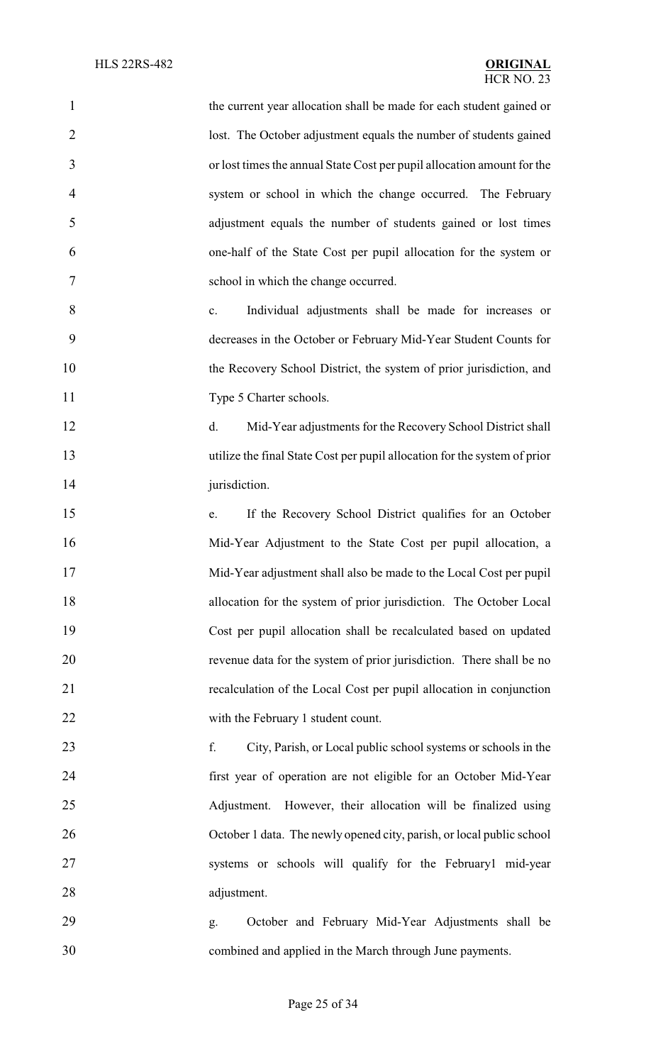the current year allocation shall be made for each student gained or lost. The October adjustment equals the number of students gained or lost times the annual State Cost per pupil allocation amount for the system or school in which the change occurred. The February adjustment equals the number of students gained or lost times one-half of the State Cost per pupil allocation for the system or school in which the change occurred.

c. Individual adjustments shall be made for increases or decreases in the October or February Mid-Year Student Counts for the Recovery School District, the system of prior jurisdiction, and Type 5 Charter schools.

d. Mid-Year adjustments for the Recovery School District shall utilize the final State Cost per pupil allocation for the system of prior jurisdiction.

e. If the Recovery School District qualifies for an October Mid-Year Adjustment to the State Cost per pupil allocation, a Mid-Year adjustment shall also be made to the Local Cost per pupil allocation for the system of prior jurisdiction. The October Local Cost per pupil allocation shall be recalculated based on updated revenue data for the system of prior jurisdiction. There shall be no recalculation of the Local Cost per pupil allocation in conjunction with the February 1 student count.

f. City, Parish, or Local public school systems or schools in the first year of operation are not eligible for an October Mid-Year Adjustment. However, their allocation will be finalized using October 1 data. The newly opened city, parish, or local public school systems or schools will qualify for the February1 mid-year adjustment.

g. October and February Mid-Year Adjustments shall be combined and applied in the March through June payments.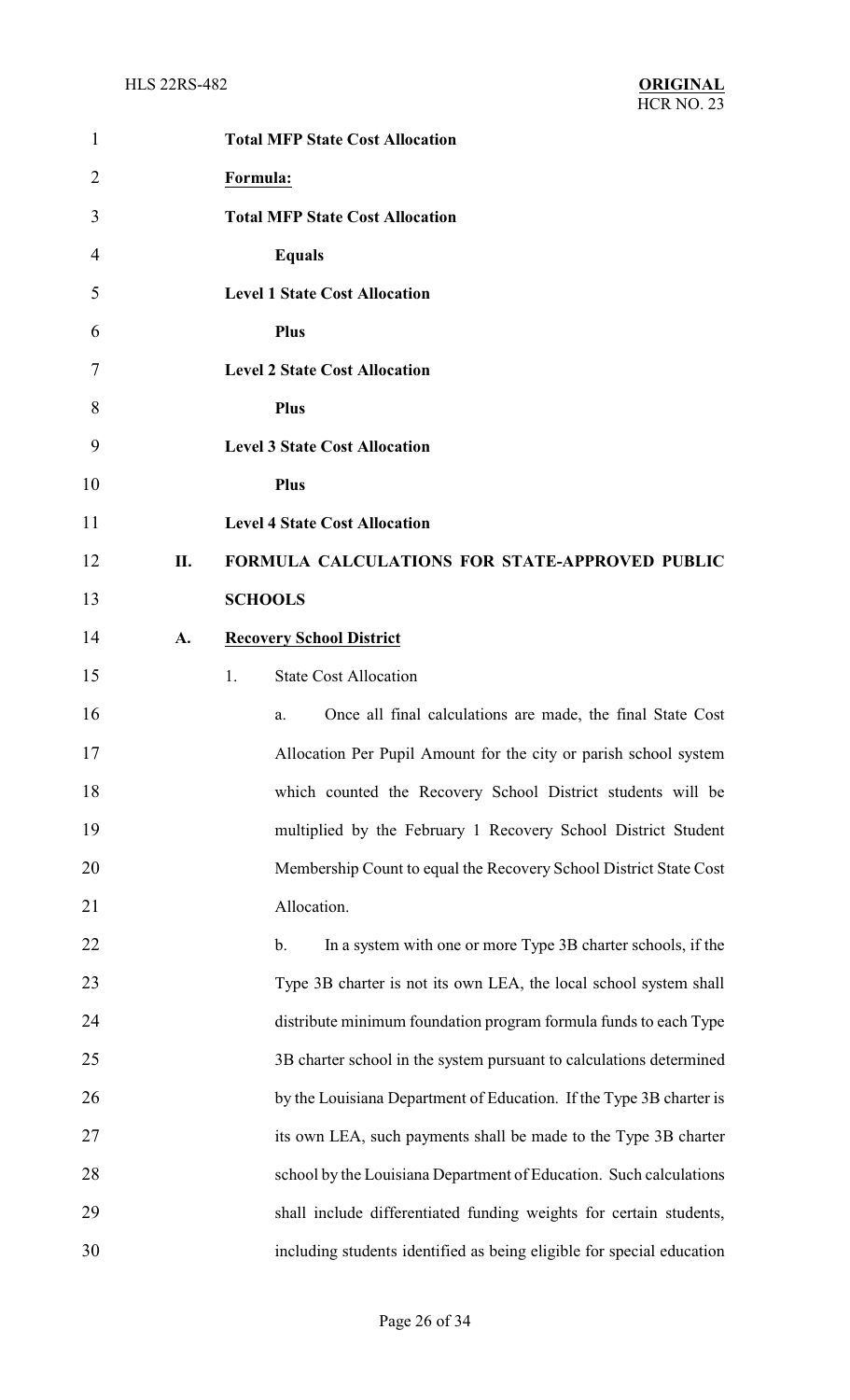**Total MFP State Cost Allocation**

**Formula:**

**Total MFP State Cost Allocation**

**Equals**

**Level 1 State Cost Allocation**

**Plus**

**Level 2 State Cost Allocation**

**Plus**

**Level 3 State Cost Allocation**

**Plus**

**Level 4 State Cost Allocation**

**II. FORMULA CALCULATIONS FOR STATE-APPROVED PUBLIC SCHOOLS**

**A. Recovery School District**

1. State Cost Allocation

a. Once all final calculations are made, the final State Cost Allocation Per Pupil Amount for the city or parish school system which counted the Recovery School District students will be multiplied by the February 1 Recovery School District Student Membership Count to equal the Recovery School District State Cost Allocation.

b. In a system with one or more Type 3B charter schools, if the Type 3B charter is not its own LEA, the local school system shall distribute minimum foundation program formula funds to each Type 3B charter school in the system pursuant to calculations determined by the Louisiana Department of Education. If the Type 3B charter is its own LEA, such payments shall be made to the Type 3B charter school by the Louisiana Department of Education. Such calculations shall include differentiated funding weights for certain students, including students identified as being eligible for special education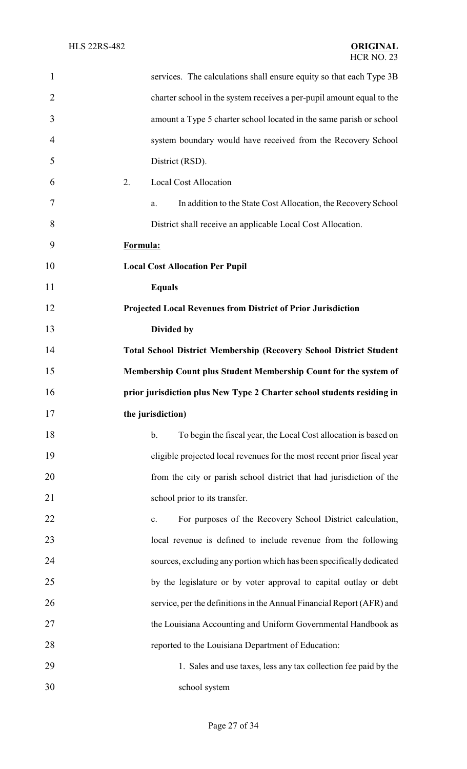services. The calculations shall ensure equity so that each Type 3B charter school in the system receives a per-pupil amount equal to the amount a Type 5 charter school located in the same parish or school system boundary would have received from the Recovery School District (RSD).

2. Local Cost Allocation

a. In addition to the State Cost Allocation, the Recovery School District shall receive an applicable Local Cost Allocation.

**Formula:**

**Local Cost Allocation Per Pupil**

**Equals**

**Projected Local Revenues from District of Prior Jurisdiction**

**Divided by**

**Total School District Membership (Recovery School District Student Membership Count plus Student Membership Count for the system of prior jurisdiction plus New Type 2 Charter school students residing in the jurisdiction)**

b. To begin the fiscal year, the Local Cost allocation is based on eligible projected local revenues for the most recent prior fiscal year from the city or parish school district that had jurisdiction of the school prior to its transfer.

c. For purposes of the Recovery School District calculation, local revenue is defined to include revenue from the following sources, excluding any portion which has been specifically dedicated by the legislature or by voter approval to capital outlay or debt service, per the definitions in the Annual Financial Report (AFR) and the Louisiana Accounting and Uniform Governmental Handbook as reported to the Louisiana Department of Education:

1. Sales and use taxes, less any tax collection fee paid by the school system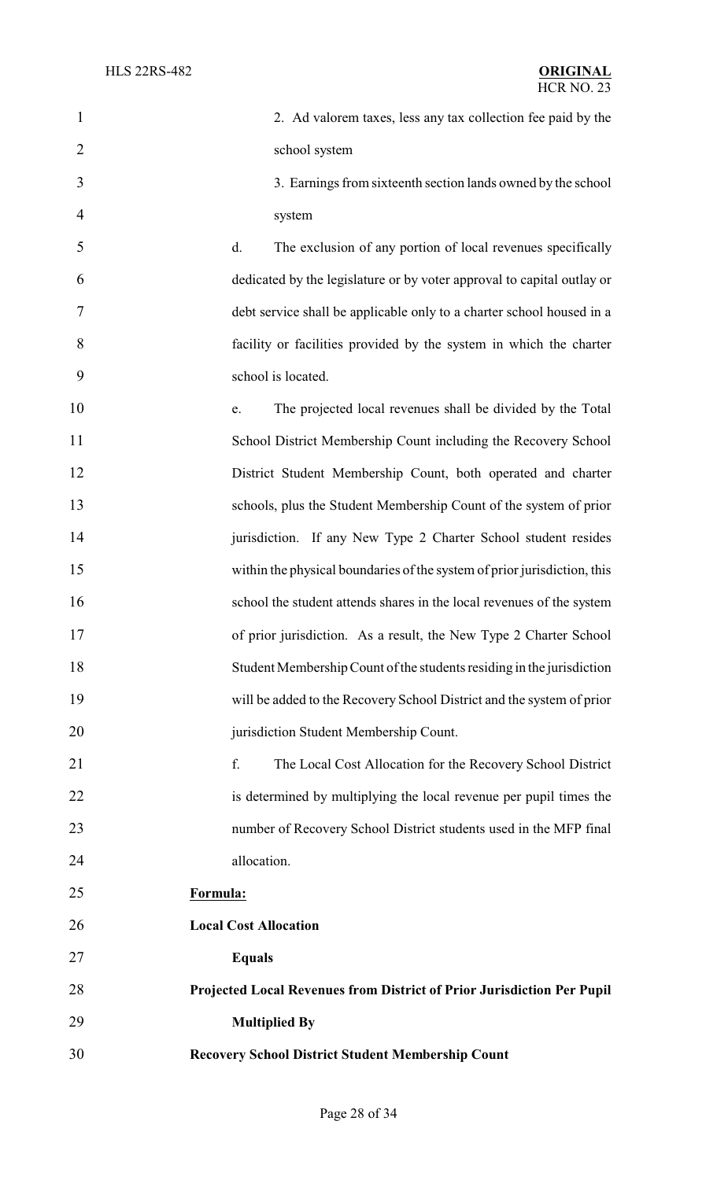2. Ad valorem taxes, less any tax collection fee paid by the school system

3. Earnings from sixteenth section lands owned by the school system

d. The exclusion of any portion of local revenues specifically dedicated by the legislature or by voter approval to capital outlay or debt service shall be applicable only to a charter school housed in a facility or facilities provided by the system in which the charter school is located.

e. The projected local revenues shall be divided by the Total School District Membership Count including the Recovery School District Student Membership Count, both operated and charter schools, plus the Student Membership Count of the system of prior jurisdiction. If any New Type 2 Charter School student resides within the physical boundaries of the system of prior jurisdiction, this school the student attends shares in the local revenues of the system of prior jurisdiction. As a result, the New Type 2 Charter School Student Membership Count of the students residing in the jurisdiction will be added to the Recovery School District and the system of prior jurisdiction Student Membership Count.

f. The Local Cost Allocation for the Recovery School District is determined by multiplying the local revenue per pupil times the number of Recovery School District students used in the MFP final allocation.

**Formula:**

**Local Cost Allocation**

**Equals**

**Projected Local Revenues from District of Prior Jurisdiction Per Pupil**

**Multiplied By**

**Recovery School District Student Membership Count**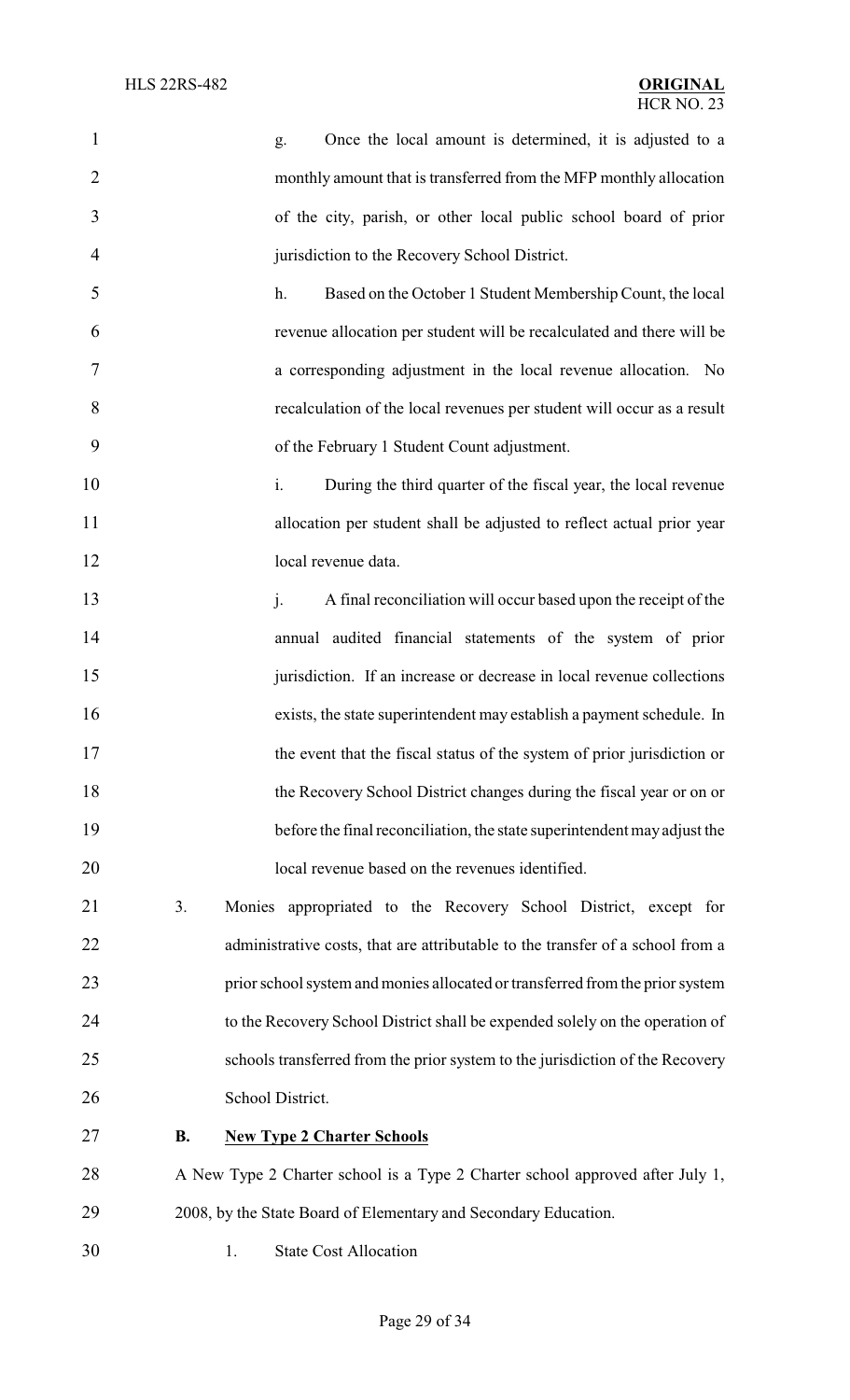g. Once the local amount is determined, it is adjusted to a monthly amount that is transferred from the MFP monthly allocation of the city, parish, or other local public school board of prior jurisdiction to the Recovery School District.

h. Based on the October 1 Student Membership Count, the local revenue allocation per student will be recalculated and there will be a corresponding adjustment in the local revenue allocation. No recalculation of the local revenues per student will occur as a result of the February 1 Student Count adjustment.

i. During the third quarter of the fiscal year, the local revenue allocation per student shall be adjusted to reflect actual prior year local revenue data.

j. A final reconciliation will occur based upon the receipt of the annual audited financial statements of the system of prior jurisdiction. If an increase or decrease in local revenue collections exists, the state superintendent may establish a payment schedule. In the event that the fiscal status of the system of prior jurisdiction or the Recovery School District changes during the fiscal year or on or before the final reconciliation, the state superintendent may adjust the local revenue based on the revenues identified.

3. Monies appropriated to the Recovery School District, except for administrative costs, that are attributable to the transfer of a school from a prior school system and monies allocated or transferred from the prior system to the Recovery School District shall be expended solely on the operation of schools transferred from the prior system to the jurisdiction of the Recovery School District.

**B. New Type 2 Charter Schools**

A New Type 2 Charter school is a Type 2 Charter school approved after July 1, 2008, by the State Board of Elementary and Secondary Education.

1. State Cost Allocation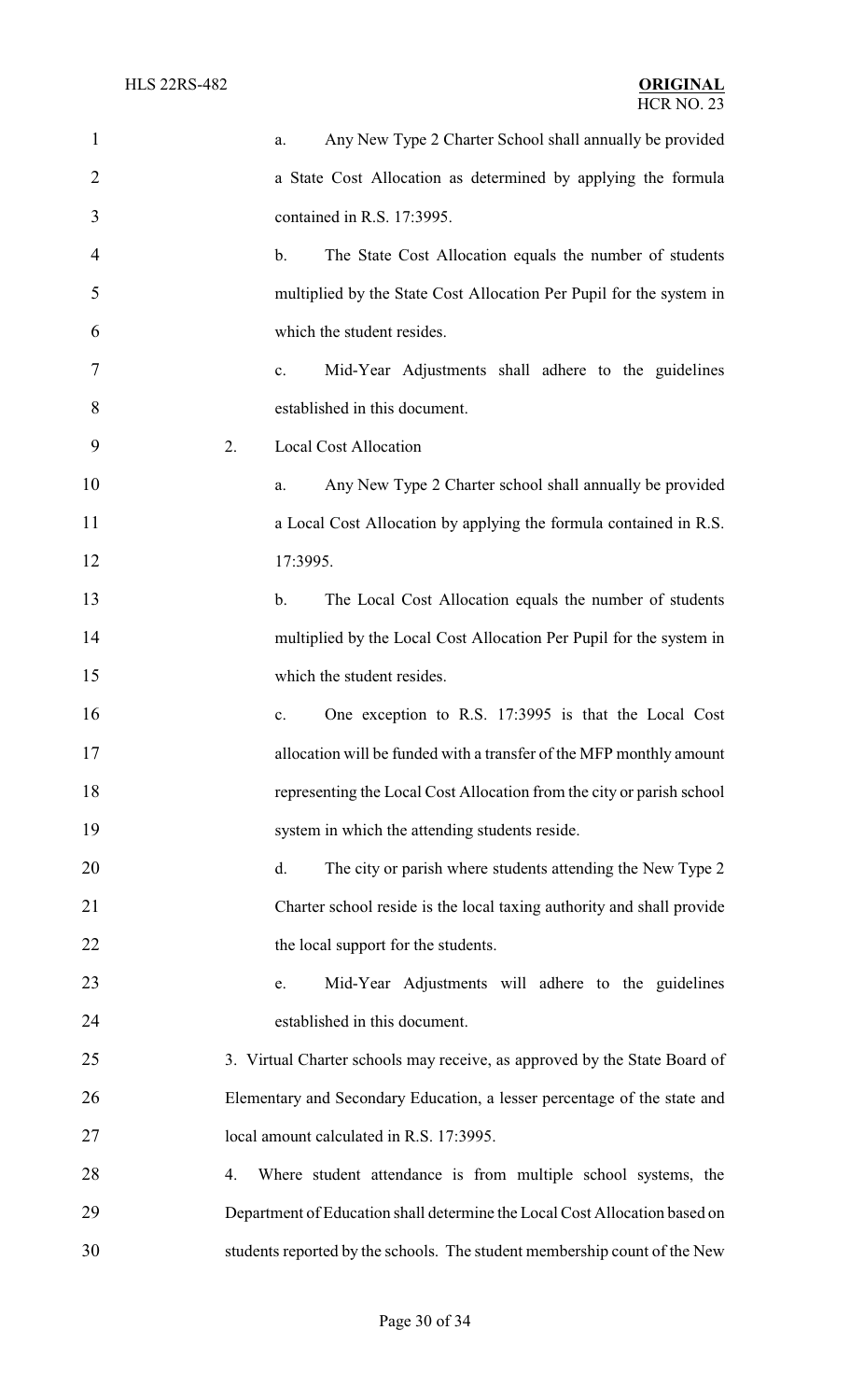a. Any New Type 2 Charter School shall annually be provided a State Cost Allocation as determined by applying the formula contained in R.S. 17:3995.

b. The State Cost Allocation equals the number of students multiplied by the State Cost Allocation Per Pupil for the system in which the student resides.

c. Mid-Year Adjustments shall adhere to the guidelines established in this document.

2. Local Cost Allocation

a. Any New Type 2 Charter school shall annually be provided a Local Cost Allocation by applying the formula contained in R.S. 17:3995.

b. The Local Cost Allocation equals the number of students multiplied by the Local Cost Allocation Per Pupil for the system in which the student resides.

c. One exception to R.S. 17:3995 is that the Local Cost allocation will be funded with a transfer of the MFP monthly amount representing the Local Cost Allocation from the city or parish school system in which the attending students reside.

d. The city or parish where students attending the New Type 2 Charter school reside is the local taxing authority and shall provide the local support for the students.

e. Mid-Year Adjustments will adhere to the guidelines established in this document.

3. Virtual Charter schools may receive, as approved by the State Board of Elementary and Secondary Education, a lesser percentage of the state and local amount calculated in R.S. 17:3995.

4. Where student attendance is from multiple school systems, the Department of Education shall determine the Local Cost Allocation based on students reported by the schools. The student membership count of the New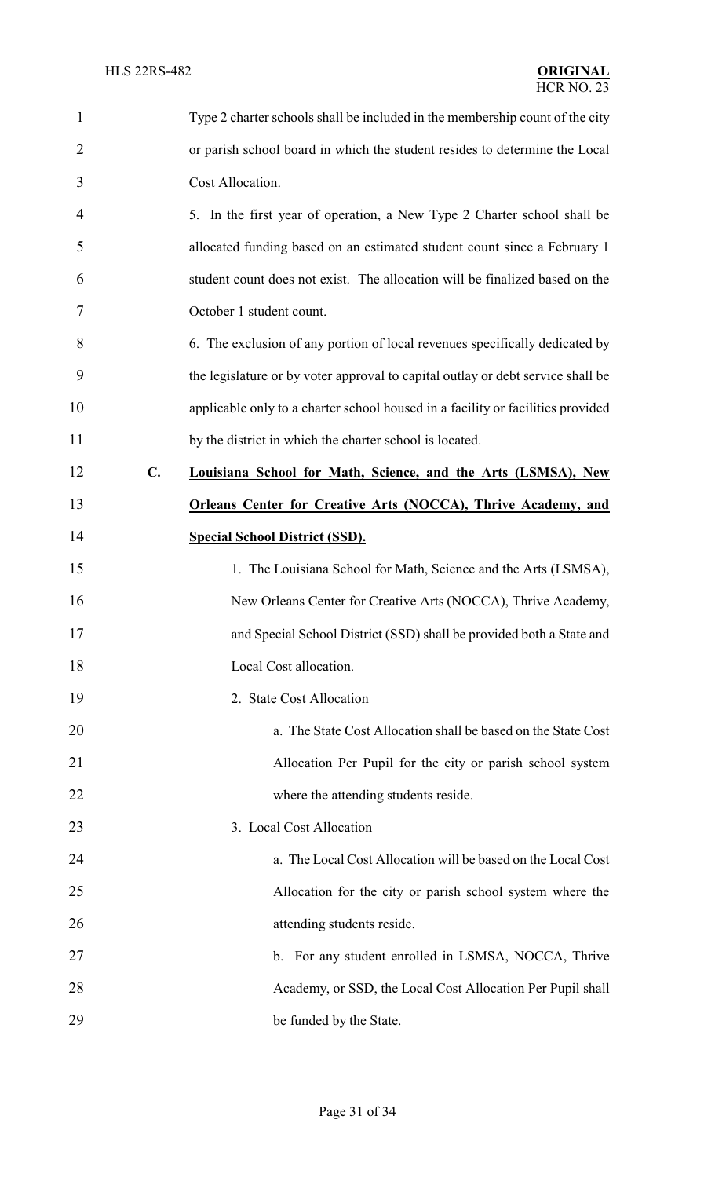Type 2 charter schools shall be included in the membership count of the city or parish school board in which the student resides to determine the Local Cost Allocation.

5. In the first year of operation, a New Type 2 Charter school shall be allocated funding based on an estimated student count since a February 1 student count does not exist. The allocation will be finalized based on the October 1 student count.

6. The exclusion of any portion of local revenues specifically dedicated by the legislature or by voter approval to capital outlay or debt service shall be applicable only to a charter school housed in a facility or facilities provided by the district in which the charter school is located.

**C. Louisiana School for Math, Science, and the Arts (LSMSA), New Orleans Center for Creative Arts (NOCCA), Thrive Academy, and Special School District (SSD).**

1. The Louisiana School for Math, Science and the Arts (LSMSA), New Orleans Center for Creative Arts (NOCCA), Thrive Academy, and Special School District (SSD) shall be provided both a State and Local Cost allocation.

2. State Cost Allocation

a. The State Cost Allocation shall be based on the State Cost Allocation Per Pupil for the city or parish school system where the attending students reside.

3. Local Cost Allocation

a. The Local Cost Allocation will be based on the Local Cost Allocation for the city or parish school system where the attending students reside.

b. For any student enrolled in LSMSA, NOCCA, Thrive Academy, or SSD, the Local Cost Allocation Per Pupil shall be funded by the State.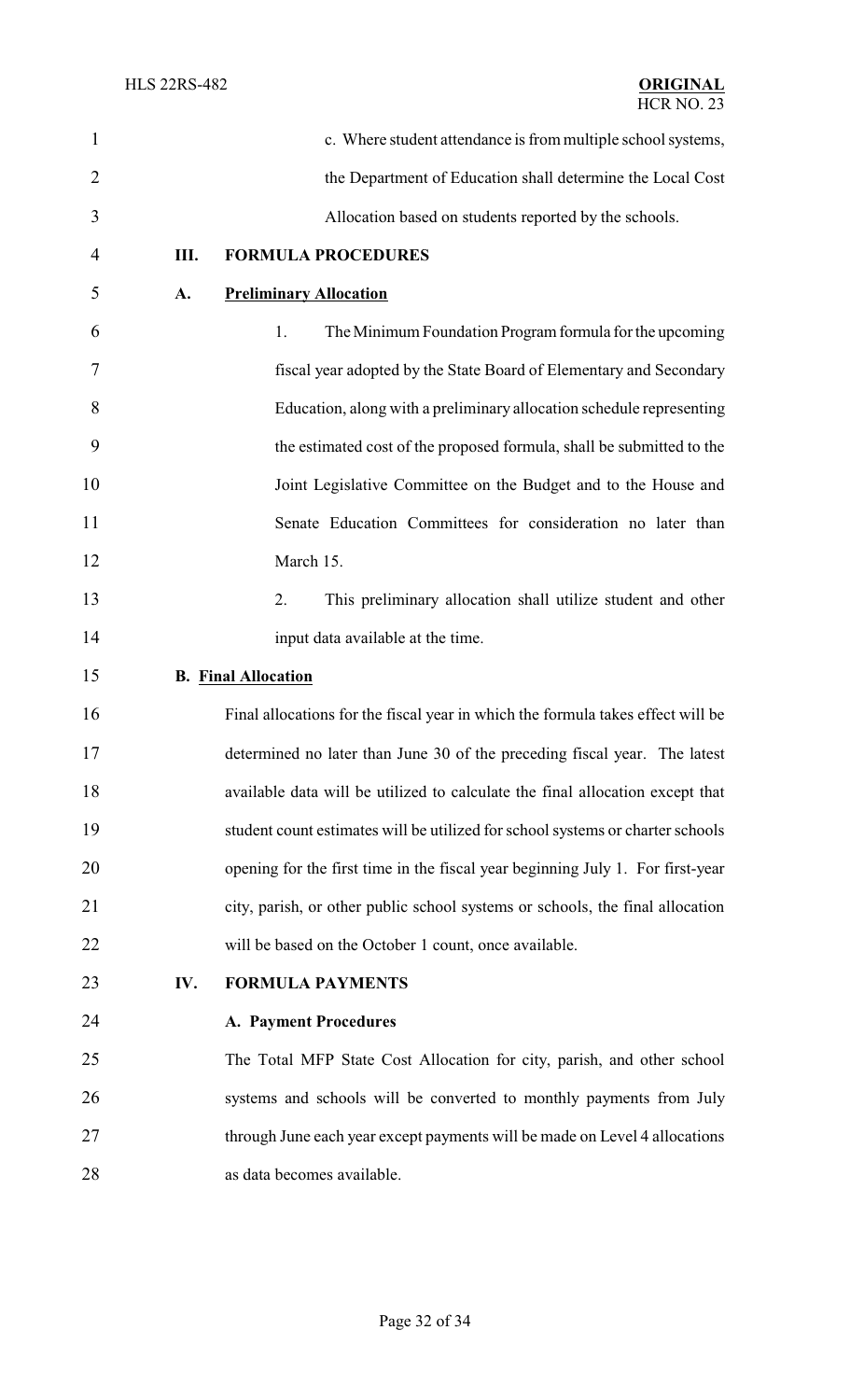c. Where student attendance is from multiple school systems, the Department of Education shall determine the Local Cost Allocation based on students reported by the schools.

**III. FORMULA PROCEDURES**

**A. Preliminary Allocation**

1. The Minimum Foundation Program formula for the upcoming fiscal year adopted by the State Board of Elementary and Secondary Education, along with a preliminary allocation schedule representing the estimated cost of the proposed formula, shall be submitted to the Joint Legislative Committee on the Budget and to the House and Senate Education Committees for consideration no later than March 15.

2. This preliminary allocation shall utilize student and other input data available at the time.

**B. Final Allocation**

Final allocations for the fiscal year in which the formula takes effect will be determined no later than June 30 of the preceding fiscal year. The latest available data will be utilized to calculate the final allocation except that student count estimates will be utilized for school systems or charter schools opening for the first time in the fiscal year beginning July 1. For first-year city, parish, or other public school systems or schools, the final allocation will be based on the October 1 count, once available.

**IV. FORMULA PAYMENTS**

**A. Payment Procedures**

The Total MFP State Cost Allocation for city, parish, and other school systems and schools will be converted to monthly payments from July through June each year except payments will be made on Level 4 allocations as data becomes available.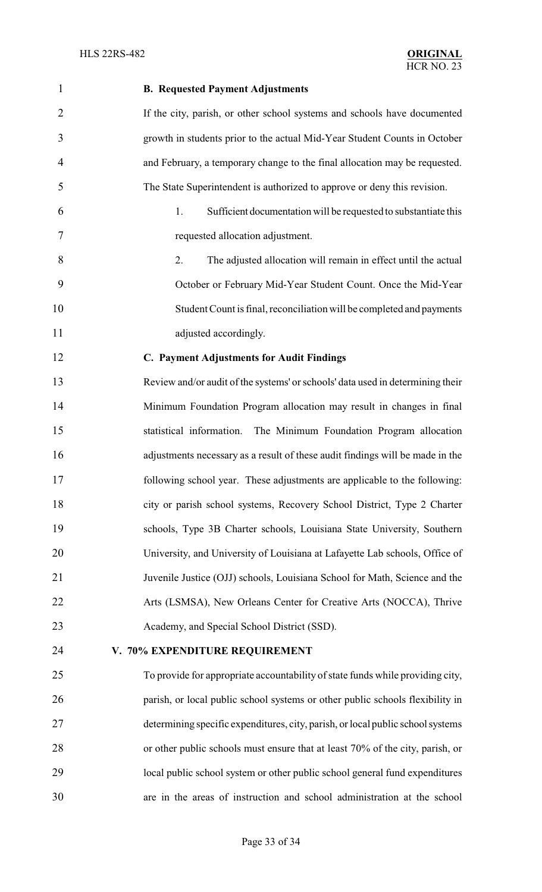**B. Requested Payment Adjustments**

If the city, parish, or other school systems and schools have documented growth in students prior to the actual Mid-Year Student Counts in October and February, a temporary change to the final allocation may be requested. The State Superintendent is authorized to approve or deny this revision.

1. Sufficient documentation will be requested to substantiate this requested allocation adjustment.
2. The adjusted allocation will remain in effect until the actual October or February Mid-Year Student Count. Once the Mid-Year Student Count is final, reconciliation will be completed and payments adjusted accordingly.

**C. Payment Adjustments for Audit Findings**

Review and/or audit of the systems' or schools' data used in determining their Minimum Foundation Program allocation may result in changes in final statistical information. The Minimum Foundation Program allocation adjustments necessary as a result of these audit findings will be made in the following school year. These adjustments are applicable to the following: city or parish school systems, Recovery School District, Type 2 Charter schools, Type 3B Charter schools, Louisiana State University, Southern University, and University of Louisiana at Lafayette Lab schools, Office of Juvenile Justice (OJJ) schools, Louisiana School for Math, Science and the Arts (LSMSA), New Orleans Center for Creative Arts (NOCCA), Thrive Academy, and Special School District (SSD).

**V. 70% EXPENDITURE REQUIREMENT**

To provide for appropriate accountability of state funds while providing city, parish, or local public school systems or other public schools flexibility in determining specific expenditures, city, parish, or local public school systems or other public schools must ensure that at least 70% of the city, parish, or local public school system or other public school general fund expenditures are in the areas of instruction and school administration at the school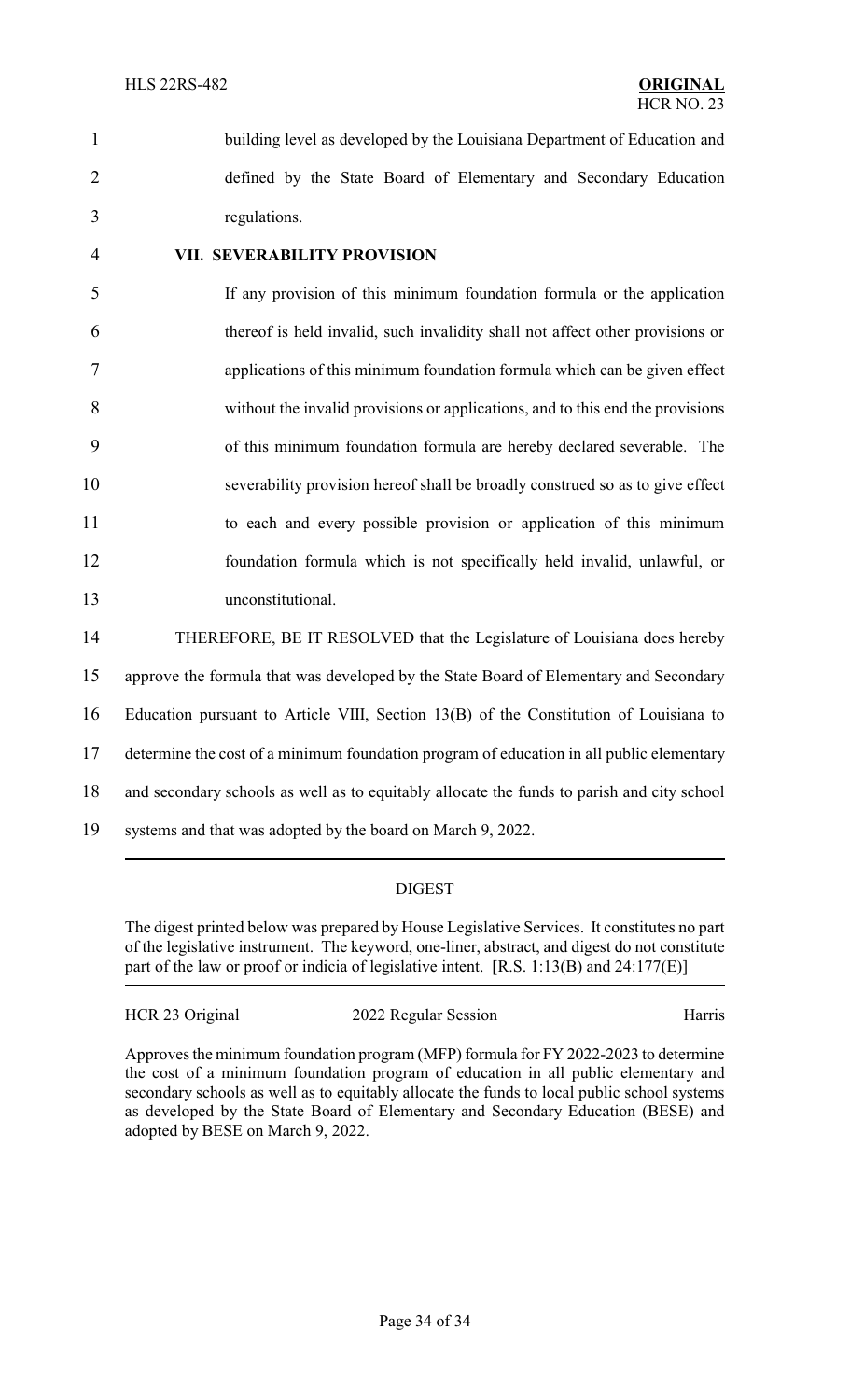building level as developed by the Louisiana Department of Education and defined by the State Board of Elementary and Secondary Education regulations.

**VII. SEVERABILITY PROVISION**

If any provision of this minimum foundation formula or the application thereof is held invalid, such invalidity shall not affect other provisions or applications of this minimum foundation formula which can be given effect without the invalid provisions or applications, and to this end the provisions of this minimum foundation formula are hereby declared severable. The severability provision hereof shall be broadly construed so as to give effect to each and every possible provision or application of this minimum foundation formula which is not specifically held invalid, unlawful, or unconstitutional.

THEREFORE, BE IT RESOLVED that the Legislature of Louisiana does hereby approve the formula that was developed by the State Board of Elementary and Secondary Education pursuant to Article VIII, Section 13(B) of the Constitution of Louisiana to determine the cost of a minimum foundation program of education in all public elementary and secondary schools as well as to equitably allocate the funds to parish and city school systems and that was adopted by the board on March 9, 2022.

## DIGEST

The digest printed below was prepared by House Legislative Services. It constitutes no part of the legislative instrument. The keyword, one-liner, abstract, and digest do not constitute part of the law or proof or indicia of legislative intent. [R.S. 1:13(B) and 24:177(E)]

HCR 23 Original 2022 Regular Session Harris

Approves the minimum foundation program (MFP) formula for FY 2022-2023 to determine the cost of a minimum foundation program of education in all public elementary and secondary schools as well as to equitably allocate the funds to local public school systems as developed by the State Board of Elementary and Secondary Education (BESE) and adopted by BESE on March 9, 2022.